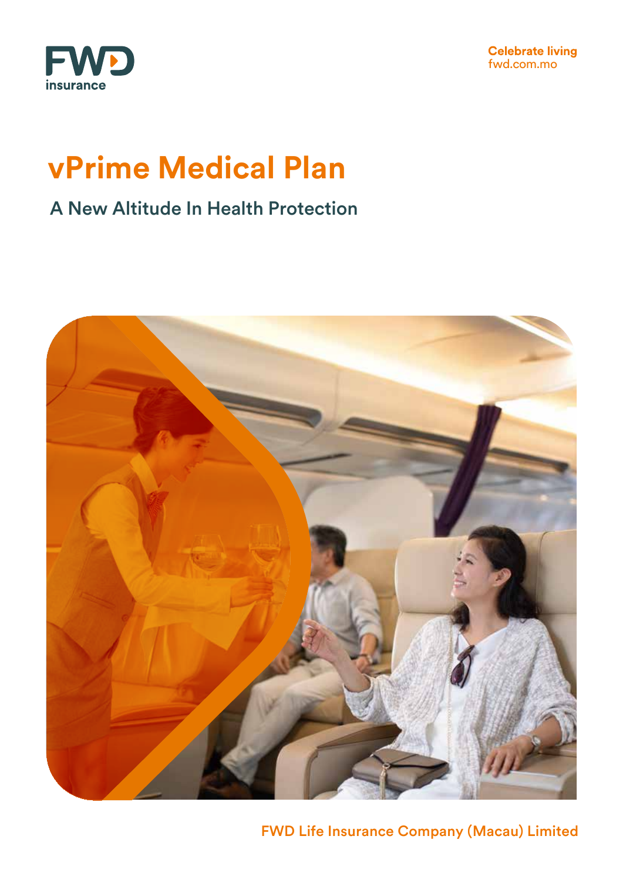FWD insurance

Celebrate living
fwd.com.mo

# vPrime Medical Plan

## A New Altitude In Health Protection

FWD Life Insurance Company (Macau) Limited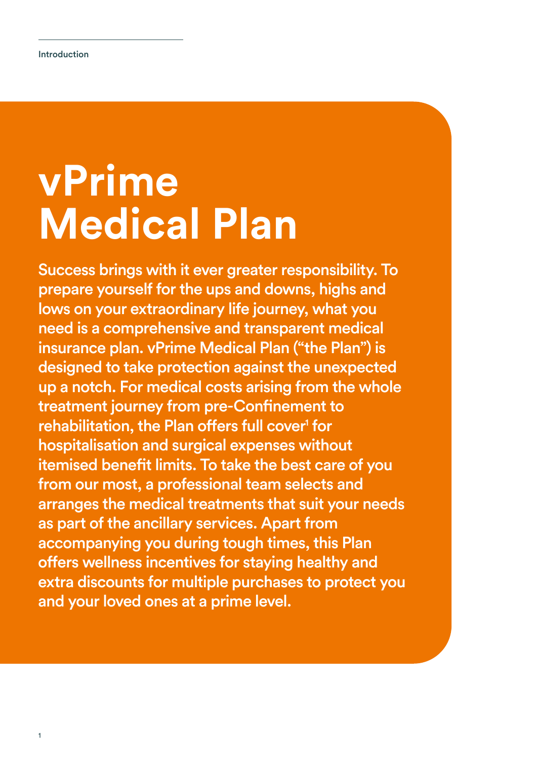# vPrime Medical Plan

Success brings with it ever greater responsibility. To prepare yourself for the ups and downs, highs and lows on your extraordinary life journey, what you need is a comprehensive and transparent medical insurance plan. vPrime Medical Plan ("the Plan") is designed to take protection against the unexpected up a notch. For medical costs arising from the whole treatment journey from pre-Confinement to rehabilitation, the Plan offers full cover[1] for hospitalisation and surgical expenses without itemised benefit limits. To take the best care of you from our most, a professional team selects and arranges the medical treatments that suit your needs as part of the ancillary services. Apart from accompanying you during tough times, this Plan offers wellness incentives for staying healthy and extra discounts for multiple purchases to protect you and your loved ones at a prime level.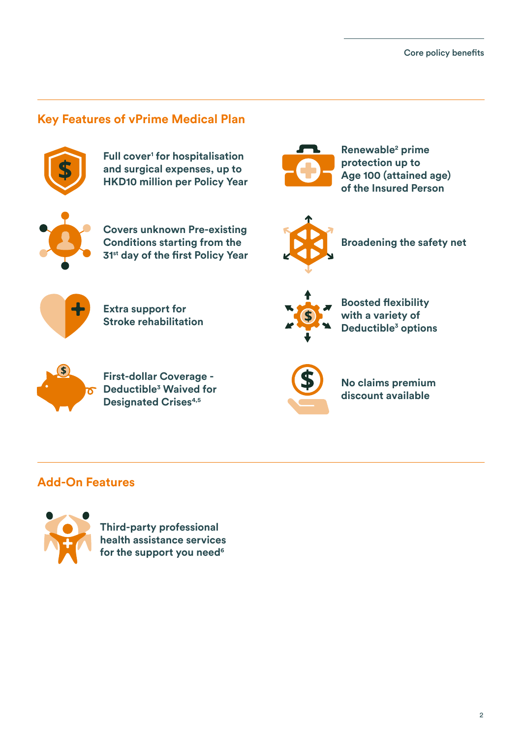## Key Features of vPrime Medical Plan

- Full cover[1] for hospitalisation and surgical expenses, up to HKD10 million per Policy Year
- Renewable[2] prime protection up to Age 100 (attained age) of the Insured Person
- Covers unknown Pre-existing Conditions starting from the 31st day of the first Policy Year
- Broadening the safety net
- Extra support for Stroke rehabilitation
- Boosted flexibility with a variety of Deductible[3] options
- First-dollar Coverage - Deductible[3] Waived for Designated Crises[4,5]
- No claims premium discount available

## Add-On Features

- Third-party professional health assistance services for the support you need[6]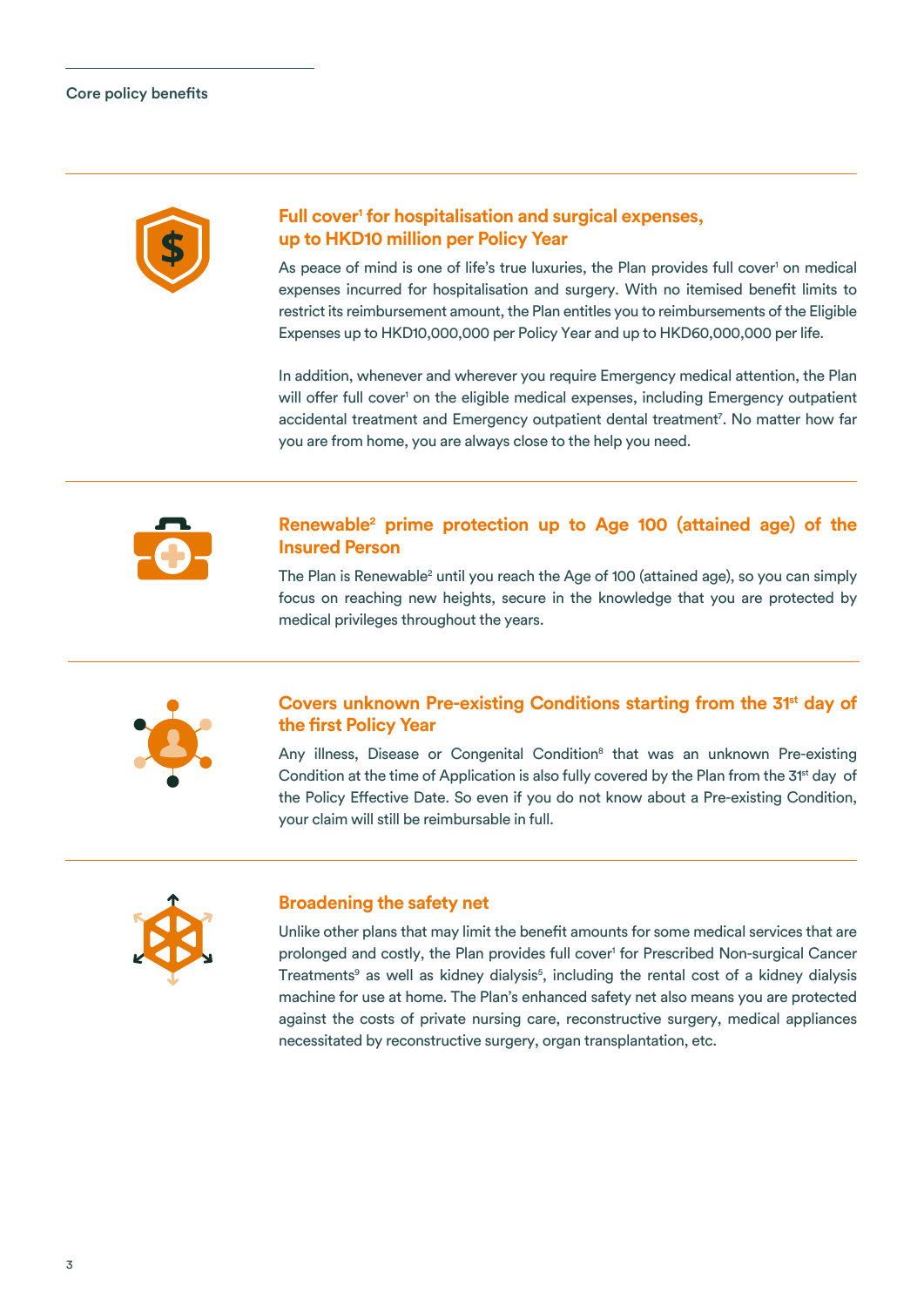Core policy benefits

## Full cover[1] for hospitalisation and surgical expenses, up to HKD10 million per Policy Year

As peace of mind is one of life's true luxuries, the Plan provides full cover[1] on medical expenses incurred for hospitalisation and surgery. With no itemised benefit limits to restrict its reimbursement amount, the Plan entitles you to reimbursements of the Eligible Expenses up to HKD10,000,000 per Policy Year and up to HKD60,000,000 per life.

In addition, whenever and wherever you require Emergency medical attention, the Plan will offer full cover[1] on the eligible medical expenses, including Emergency outpatient accidental treatment and Emergency outpatient dental treatment[7]. No matter how far you are from home, you are always close to the help you need.

## Renewable[2] prime protection up to Age 100 (attained age) of the Insured Person

The Plan is Renewable[2] until you reach the Age of 100 (attained age), so you can simply focus on reaching new heights, secure in the knowledge that you are protected by medical privileges throughout the years.

## Covers unknown Pre-existing Conditions starting from the 31st day of the first Policy Year

Any illness, Disease or Congenital Condition[8] that was an unknown Pre-existing Condition at the time of Application is also fully covered by the Plan from the 31st day of the Policy Effective Date. So even if you do not know about a Pre-existing Condition, your claim will still be reimbursable in full.

## Broadening the safety net

Unlike other plans that may limit the benefit amounts for some medical services that are prolonged and costly, the Plan provides full cover[1] for Prescribed Non-surgical Cancer Treatments[9] as well as kidney dialysis[5], including the rental cost of a kidney dialysis machine for use at home. The Plan's enhanced safety net also means you are protected against the costs of private nursing care, reconstructive surgery, medical appliances necessitated by reconstructive surgery, organ transplantation, etc.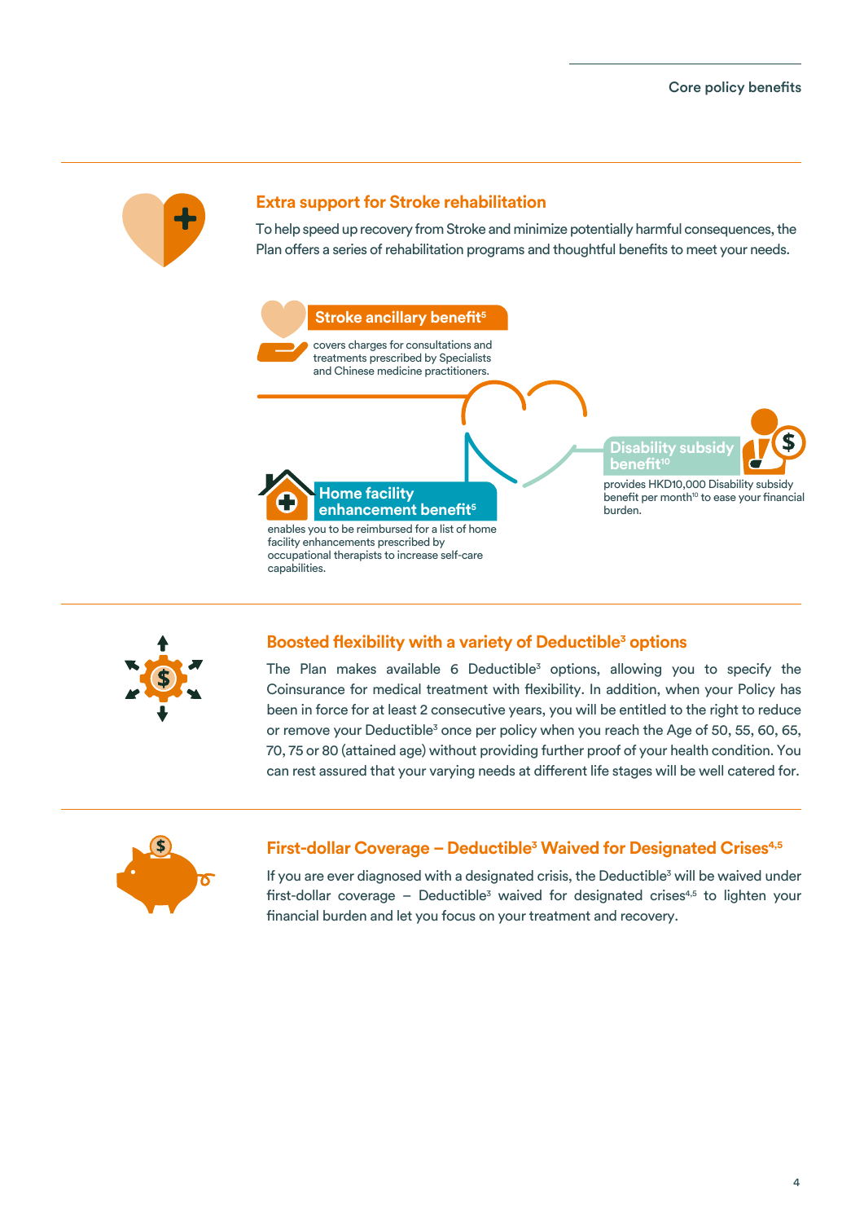## Extra support for Stroke rehabilitation

To help speed up recovery from Stroke and minimize potentially harmful consequences, the Plan offers a series of rehabilitation programs and thoughtful benefits to meet your needs.

### Stroke ancillary benefit[5]

covers charges for consultations and treatments prescribed by Specialists and Chinese medicine practitioners.

### Home facility enhancement benefit[5]

enables you to be reimbursed for a list of home facility enhancements prescribed by occupational therapists to increase self-care capabilities.

### Disability subsidy benefit[10]

provides HKD10,000 Disability subsidy benefit per month[10] to ease your financial burden.

## Boosted flexibility with a variety of Deductible[3] options

The Plan makes available 6 Deductible[3] options, allowing you to specify the Coinsurance for medical treatment with flexibility. In addition, when your Policy has been in force for at least 2 consecutive years, you will be entitled to the right to reduce or remove your Deductible[3] once per policy when you reach the Age of 50, 55, 60, 65, 70, 75 or 80 (attained age) without providing further proof of your health condition. You can rest assured that your varying needs at different life stages will be well catered for.

## First-dollar Coverage – Deductible[3] Waived for Designated Crises[4,5]

If you are ever diagnosed with a designated crisis, the Deductible[3] will be waived under first-dollar coverage – Deductible[3] waived for designated crises[4,5] to lighten your financial burden and let you focus on your treatment and recovery.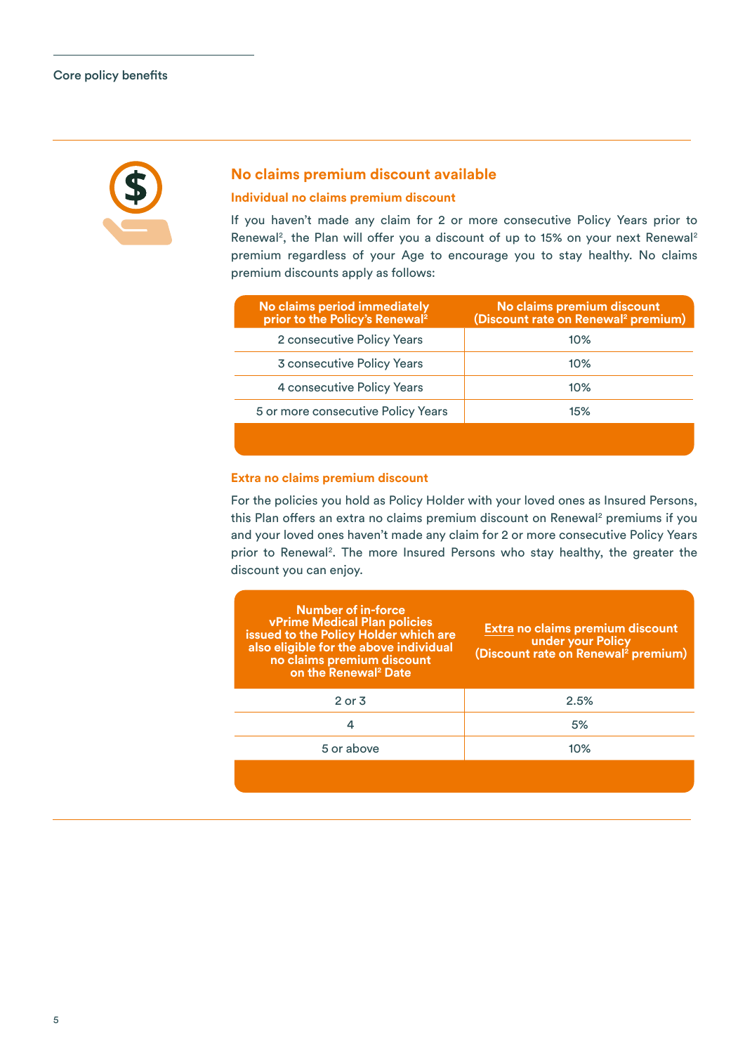## No claims premium discount available

### Individual no claims premium discount

If you haven't made any claim for 2 or more consecutive Policy Years prior to Renewal[2], the Plan will offer you a discount of up to 15% on your next Renewal[2] premium regardless of your Age to encourage you to stay healthy. No claims premium discounts apply as follows:

| No claims period immediately prior to the Policy's Renewal[2] | No claims premium discount (Discount rate on Renewal[2] premium) |
|---|---|
| 2 consecutive Policy Years | 10% |
| 3 consecutive Policy Years | 10% |
| 4 consecutive Policy Years | 10% |
| 5 or more consecutive Policy Years | 15% |

### Extra no claims premium discount

For the policies you hold as Policy Holder with your loved ones as Insured Persons, this Plan offers an extra no claims premium discount on Renewal[2] premiums if you and your loved ones haven't made any claim for 2 or more consecutive Policy Years prior to Renewal[2]. The more Insured Persons who stay healthy, the greater the discount you can enjoy.

| Number of in-force vPrime Medical Plan policies issued to the Policy Holder which are also eligible for the above individual no claims premium discount on the Renewal[2] Date | Extra no claims premium discount under your Policy (Discount rate on Renewal[2] premium) |
|---|---|
| 2 or 3 | 2.5% |
| 4 | 5% |
| 5 or above | 10% |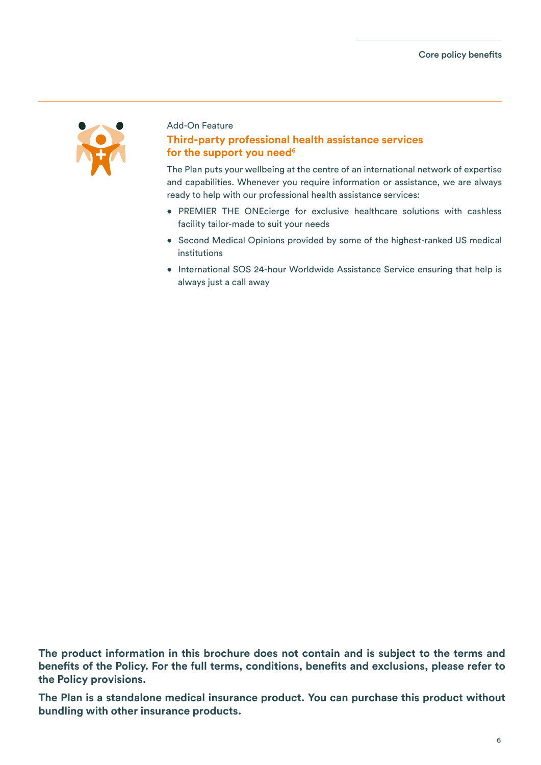Add-On Feature

### Third-party professional health assistance services for the support you need[6]

The Plan puts your wellbeing at the centre of an international network of expertise and capabilities. Whenever you require information or assistance, we are always ready to help with our professional health assistance services:

- PREMIER THE ONEcierge for exclusive healthcare solutions with cashless facility tailor-made to suit your needs
- Second Medical Opinions provided by some of the highest-ranked US medical institutions
- International SOS 24-hour Worldwide Assistance Service ensuring that help is always just a call away

**The product information in this brochure does not contain and is subject to the terms and benefits of the Policy. For the full terms, conditions, benefits and exclusions, please refer to the Policy provisions.**

**The Plan is a standalone medical insurance product. You can purchase this product without bundling with other insurance products.**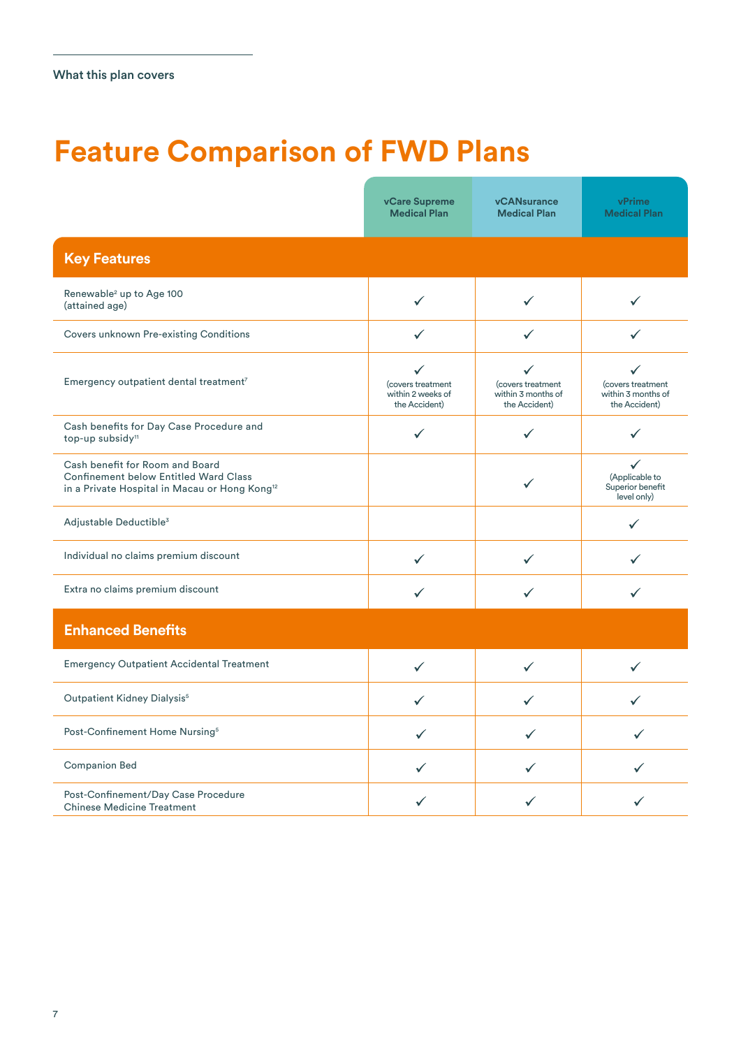What this plan covers

# Feature Comparison of FWD Plans

| | vCare Supreme Medical Plan | vCANsurance Medical Plan | vPrime Medical Plan |
|---|---|---|---|
| **Key Features** | | | |
| Renewable[2] up to Age 100 (attained age) | ✓ | ✓ | ✓ |
| Covers unknown Pre-existing Conditions | ✓ | ✓ | ✓ |
| Emergency outpatient dental treatment[7] | ✓ (covers treatment within 2 weeks of the Accident) | ✓ (covers treatment within 3 months of the Accident) | ✓ (covers treatment within 3 months of the Accident) |
| Cash benefits for Day Case Procedure and top-up subsidy[11] | ✓ | ✓ | ✓ |
| Cash benefit for Room and Board Confinement below Entitled Ward Class in a Private Hospital in Macau or Hong Kong[12] | | ✓ | ✓ (Applicable to Superior benefit level only) |
| Adjustable Deductible[3] | | | ✓ |
| Individual no claims premium discount | ✓ | ✓ | ✓ |
| Extra no claims premium discount | ✓ | ✓ | ✓ |
| **Enhanced Benefits** | | | |
| Emergency Outpatient Accidental Treatment | ✓ | ✓ | ✓ |
| Outpatient Kidney Dialysis[5] | ✓ | ✓ | ✓ |
| Post-Confinement Home Nursing[5] | ✓ | ✓ | ✓ |
| Companion Bed | ✓ | ✓ | ✓ |
| Post-Confinement/Day Case Procedure Chinese Medicine Treatment | ✓ | ✓ | ✓ |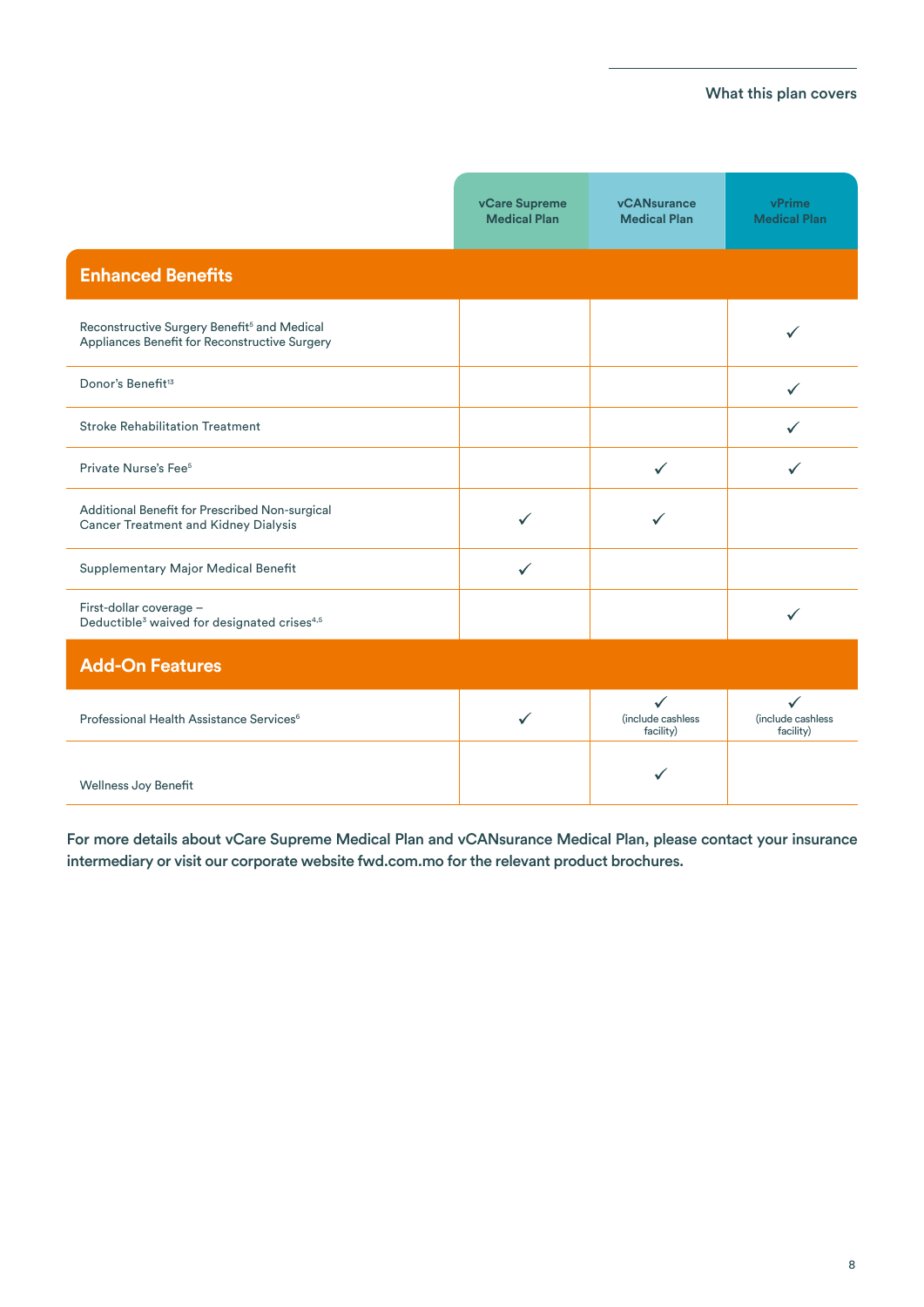| | vCare Supreme Medical Plan | vCANsurance Medical Plan | vPrime Medical Plan |
|---|---|---|---|
| **Enhanced Benefits** | | | |
| Reconstructive Surgery Benefit[5] and Medical Appliances Benefit for Reconstructive Surgery | | | ✓ |
| Donor's Benefit[13] | | | ✓ |
| Stroke Rehabilitation Treatment | | | ✓ |
| Private Nurse's Fee[5] | | ✓ | ✓ |
| Additional Benefit for Prescribed Non-surgical Cancer Treatment and Kidney Dialysis | ✓ | ✓ | |
| Supplementary Major Medical Benefit | ✓ | | |
| First-dollar coverage – Deductible[3] waived for designated crises[4,5] | | | ✓ |
| **Add-On Features** | | | |
| Professional Health Assistance Services[6] | ✓ | ✓ (include cashless facility) | ✓ (include cashless facility) |
| Wellness Joy Benefit | | ✓ | |

**For more details about vCare Supreme Medical Plan and vCANsurance Medical Plan, please contact your insurance intermediary or visit our corporate website fwd.com.mo for the relevant product brochures.**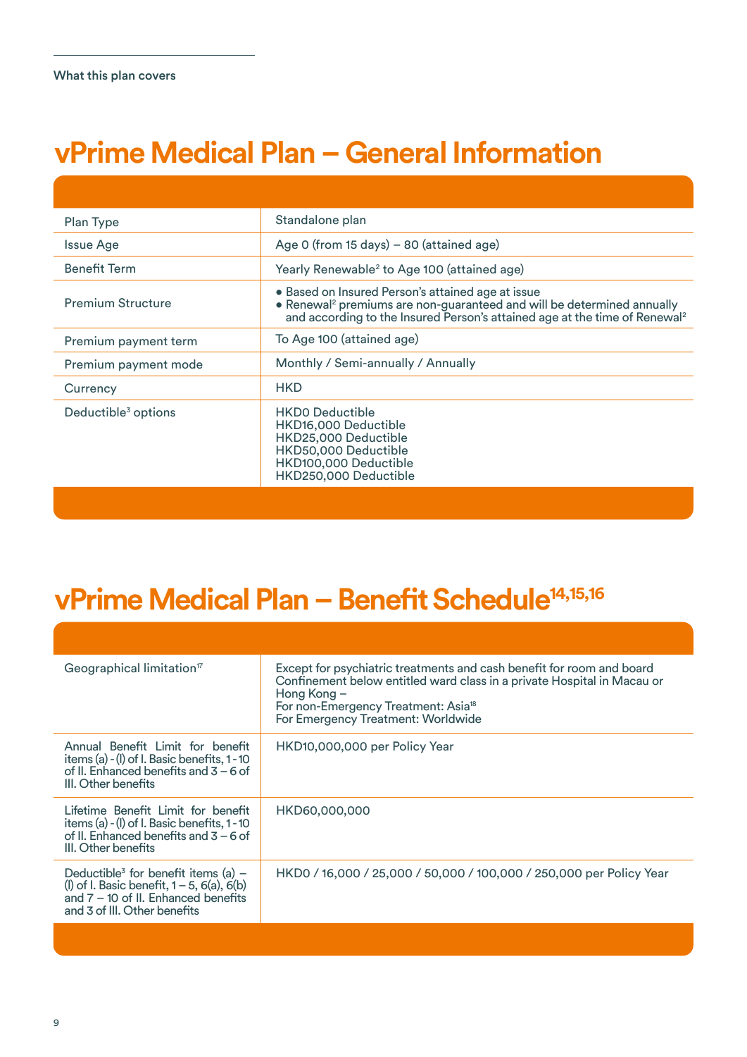What this plan covers

# vPrime Medical Plan – General Information

| | |
|---|---|
| Plan Type | Standalone plan |
| Issue Age | Age 0 (from 15 days) – 80 (attained age) |
| Benefit Term | Yearly Renewable[2] to Age 100 (attained age) |
| Premium Structure | • Based on Insured Person's attained age at issue<br>• Renewal[2] premiums are non-guaranteed and will be determined annually and according to the Insured Person's attained age at the time of Renewal[2] |
| Premium payment term | To Age 100 (attained age) |
| Premium payment mode | Monthly / Semi-annually / Annually |
| Currency | HKD |
| Deductible[3] options | HKD0 Deductible<br>HKD16,000 Deductible<br>HKD25,000 Deductible<br>HKD50,000 Deductible<br>HKD100,000 Deductible<br>HKD250,000 Deductible |

# vPrime Medical Plan – Benefit Schedule[14,15,16]

| | |
|---|---|
| Geographical limitation[17] | Except for psychiatric treatments and cash benefit for room and board Confinement below entitled ward class in a private Hospital in Macau or Hong Kong –<br>For non-Emergency Treatment: Asia[18]<br>For Emergency Treatment: Worldwide |
| Annual Benefit Limit for benefit items (a) - (l) of I. Basic benefits, 1 - 10 of II. Enhanced benefits and 3 – 6 of III. Other benefits | HKD10,000,000 per Policy Year |
| Lifetime Benefit Limit for benefit items (a) - (l) of I. Basic benefits, 1 - 10 of II. Enhanced benefits and 3 – 6 of III. Other benefits | HKD60,000,000 |
| Deductible[3] for benefit items (a) – (l) of I. Basic benefit, 1 – 5, 6(a), 6(b) and 7 – 10 of II. Enhanced benefits and 3 of III. Other benefits | HKD0 / 16,000 / 25,000 / 50,000 / 100,000 / 250,000 per Policy Year |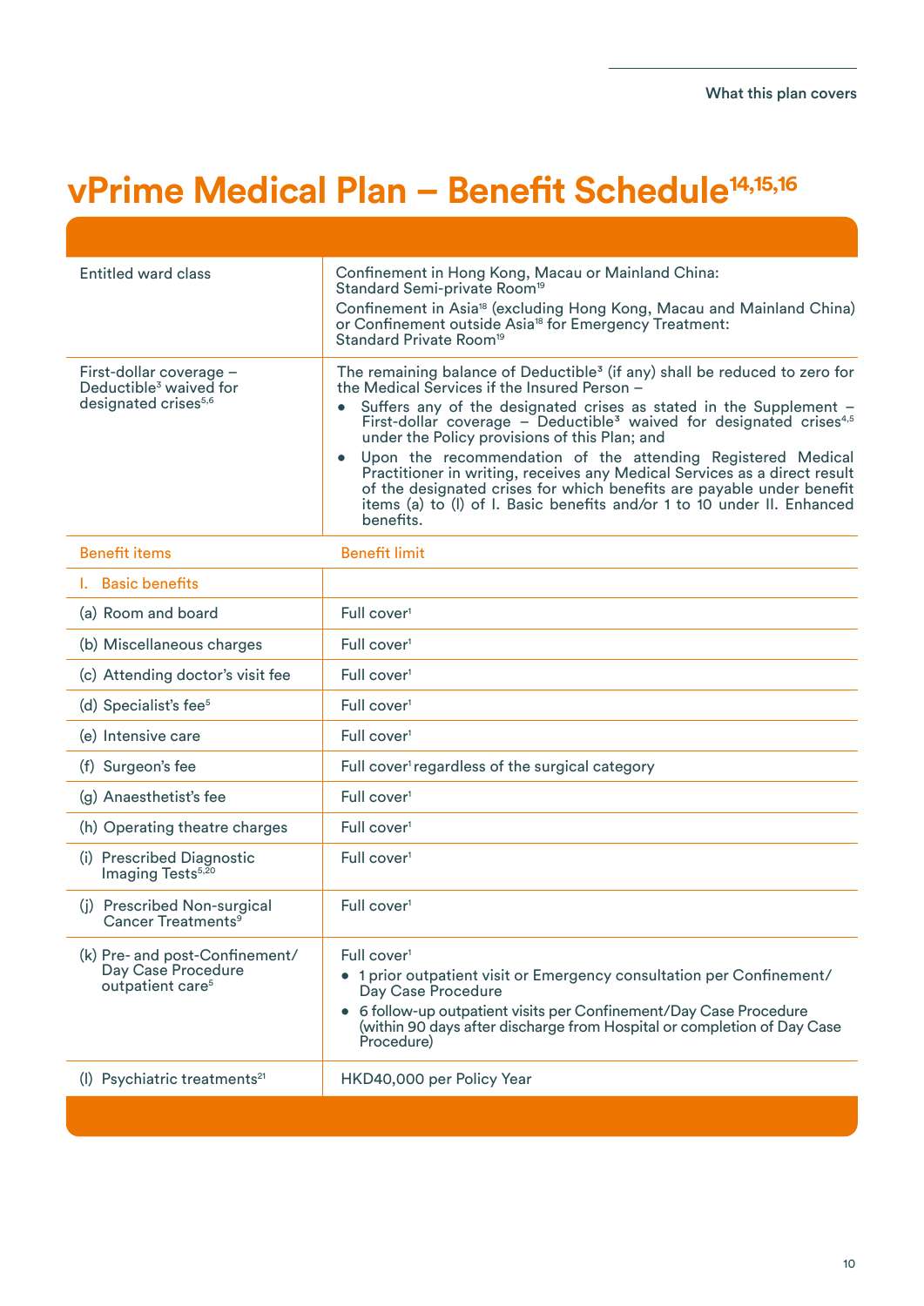# vPrime Medical Plan – Benefit Schedule[14,15,16]

| | |
|---|---|
| Entitled ward class | Confinement in Hong Kong, Macau or Mainland China: Standard Semi-private Room[19]<br>Confinement in Asia[18] (excluding Hong Kong, Macau and Mainland China) or Confinement outside Asia[18] for Emergency Treatment: Standard Private Room[19] |
| First-dollar coverage – Deductible[3] waived for designated crises[5,6] | The remaining balance of Deductible[3] (if any) shall be reduced to zero for the Medical Services if the Insured Person –<br>• Suffers any of the designated crises as stated in the Supplement – First-dollar coverage – Deductible[3] waived for designated crises[4,5] under the Policy provisions of this Plan; and<br>• Upon the recommendation of the attending Registered Medical Practitioner in writing, receives any Medical Services as a direct result of the designated crises for which benefits are payable under benefit items (a) to (l) of I. Basic benefits and/or 1 to 10 under II. Enhanced benefits. |
| **Benefit items** | **Benefit limit** |
| **I. Basic benefits** | |
| (a) Room and board | Full cover[1] |
| (b) Miscellaneous charges | Full cover[1] |
| (c) Attending doctor's visit fee | Full cover[1] |
| (d) Specialist's fee[5] | Full cover[1] |
| (e) Intensive care | Full cover[1] |
| (f) Surgeon's fee | Full cover[1] regardless of the surgical category |
| (g) Anaesthetist's fee | Full cover[1] |
| (h) Operating theatre charges | Full cover[1] |
| (i) Prescribed Diagnostic Imaging Tests[5,20] | Full cover[1] |
| (j) Prescribed Non-surgical Cancer Treatments[9] | Full cover[1] |
| (k) Pre- and post-Confinement/ Day Case Procedure outpatient care[5] | Full cover[1]<br>• 1 prior outpatient visit or Emergency consultation per Confinement/ Day Case Procedure<br>• 6 follow-up outpatient visits per Confinement/Day Case Procedure (within 90 days after discharge from Hospital or completion of Day Case Procedure) |
| (l) Psychiatric treatments[21] | HKD40,000 per Policy Year |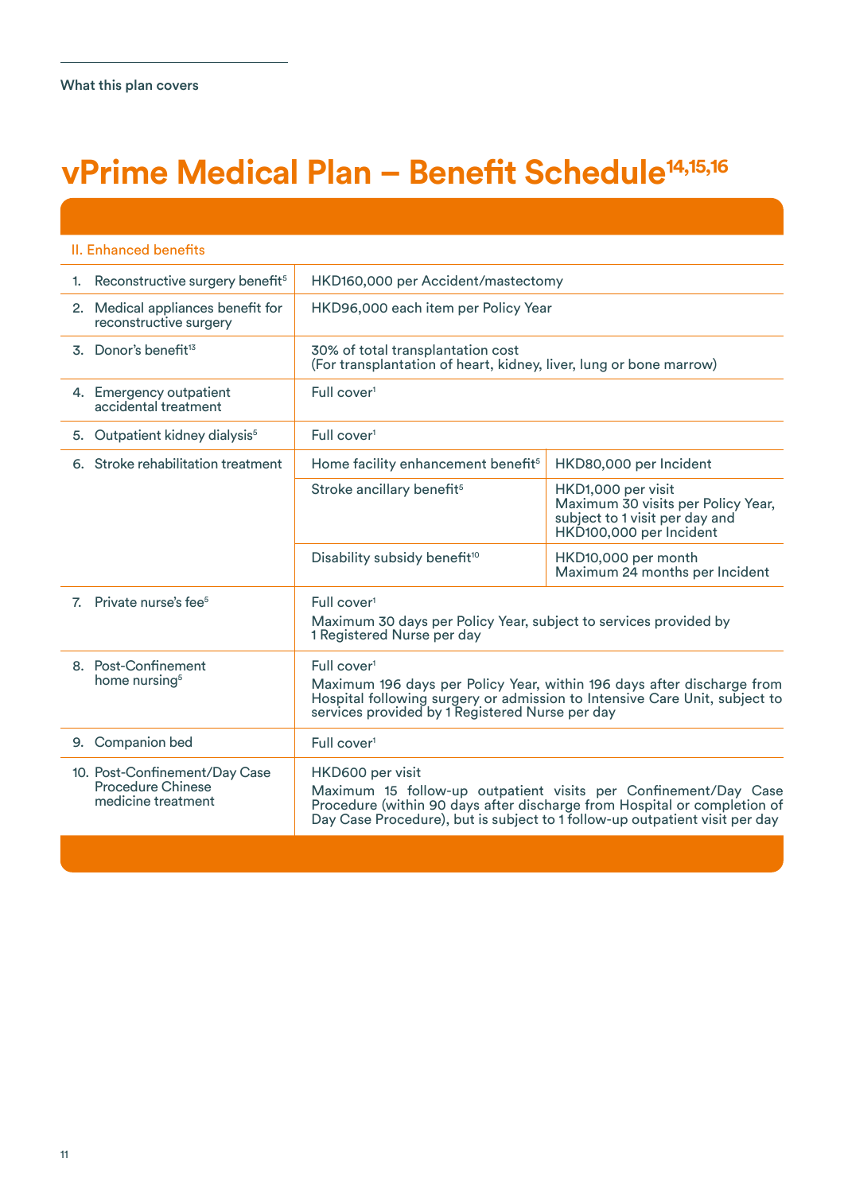What this plan covers

# vPrime Medical Plan – Benefit Schedule[14,15,16]

| II. Enhanced benefits | | |
|---|---|---|
| 1. Reconstructive surgery benefit[5] | HKD160,000 per Accident/mastectomy | |
| 2. Medical appliances benefit for reconstructive surgery | HKD96,000 each item per Policy Year | |
| 3. Donor's benefit[13] | 30% of total transplantation cost (For transplantation of heart, kidney, liver, lung or bone marrow) | |
| 4. Emergency outpatient accidental treatment | Full cover[1] | |
| 5. Outpatient kidney dialysis[5] | Full cover[1] | |
| 6. Stroke rehabilitation treatment | Home facility enhancement benefit[5] | HKD80,000 per Incident |
| | Stroke ancillary benefit[5] | HKD1,000 per visit<br>Maximum 30 visits per Policy Year, subject to 1 visit per day and HKD100,000 per Incident |
| | Disability subsidy benefit[10] | HKD10,000 per month<br>Maximum 24 months per Incident |
| 7. Private nurse's fee[5] | Full cover[1]<br>Maximum 30 days per Policy Year, subject to services provided by 1 Registered Nurse per day | |
| 8. Post-Confinement home nursing[5] | Full cover[1]<br>Maximum 196 days per Policy Year, within 196 days after discharge from Hospital following surgery or admission to Intensive Care Unit, subject to services provided by 1 Registered Nurse per day | |
| 9. Companion bed | Full cover[1] | |
| 10. Post-Confinement/Day Case Procedure Chinese medicine treatment | HKD600 per visit<br>Maximum 15 follow-up outpatient visits per Confinement/Day Case Procedure (within 90 days after discharge from Hospital or completion of Day Case Procedure), but is subject to 1 follow-up outpatient visit per day | |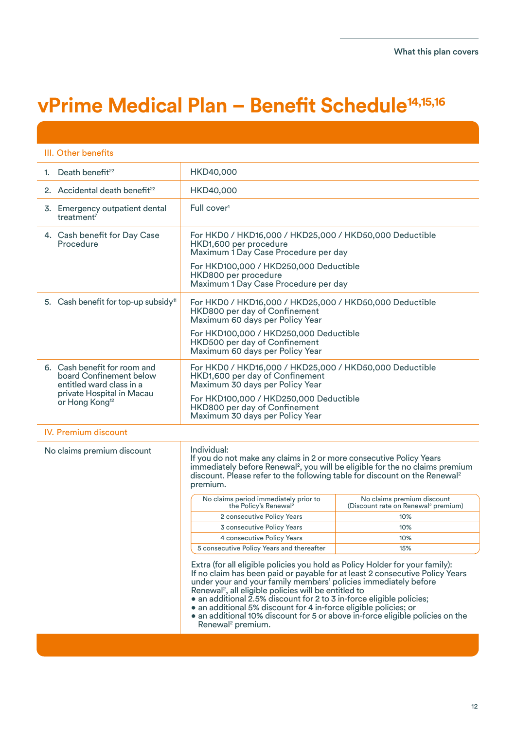# vPrime Medical Plan – Benefit Schedule[14,15,16]

| III. Other benefits | |
|---|---|
| 1. Death benefit[22] | HKD40,000 |
| 2. Accidental death benefit[22] | HKD40,000 |
| 3. Emergency outpatient dental treatment[7] | Full cover[1] |
| 4. Cash benefit for Day Case Procedure | For HKD0 / HKD16,000 / HKD25,000 / HKD50,000 Deductible<br>HKD1,600 per procedure<br>Maximum 1 Day Case Procedure per day<br><br>For HKD100,000 / HKD250,000 Deductible<br>HKD800 per procedure<br>Maximum 1 Day Case Procedure per day |
| 5. Cash benefit for top-up subsidy[11] | For HKD0 / HKD16,000 / HKD25,000 / HKD50,000 Deductible<br>HKD800 per day of Confinement<br>Maximum 60 days per Policy Year<br><br>For HKD100,000 / HKD250,000 Deductible<br>HKD500 per day of Confinement<br>Maximum 60 days per Policy Year |
| 6. Cash benefit for room and board Confinement below entitled ward class in a private Hospital in Macau or Hong Kong[12] | For HKD0 / HKD16,000 / HKD25,000 / HKD50,000 Deductible<br>HKD1,600 per day of Confinement<br>Maximum 30 days per Policy Year<br><br>For HKD100,000 / HKD250,000 Deductible<br>HKD800 per day of Confinement<br>Maximum 30 days per Policy Year |

## IV. Premium discount

**No claims premium discount**

Individual:
If you do not make any claims in 2 or more consecutive Policy Years immediately before Renewal[2], you will be eligible for the no claims premium discount. Please refer to the following table for discount on the Renewal[2] premium.

| No claims period immediately prior to the Policy's Renewal[2] | No claims premium discount (Discount rate on Renewal[2] premium) |
|---|---|
| 2 consecutive Policy Years | 10% |
| 3 consecutive Policy Years | 10% |
| 4 consecutive Policy Years | 10% |
| 5 consecutive Policy Years and thereafter | 15% |

Extra (for all eligible policies you hold as Policy Holder for your family):
If no claim has been paid or payable for at least 2 consecutive Policy Years under your and your family members' policies immediately before Renewal[2], all eligible policies will be entitled to

- an additional 2.5% discount for 2 to 3 in-force eligible policies;
- an additional 5% discount for 4 in-force eligible policies; or
- an additional 10% discount for 5 or above in-force eligible policies on the Renewal[2] premium.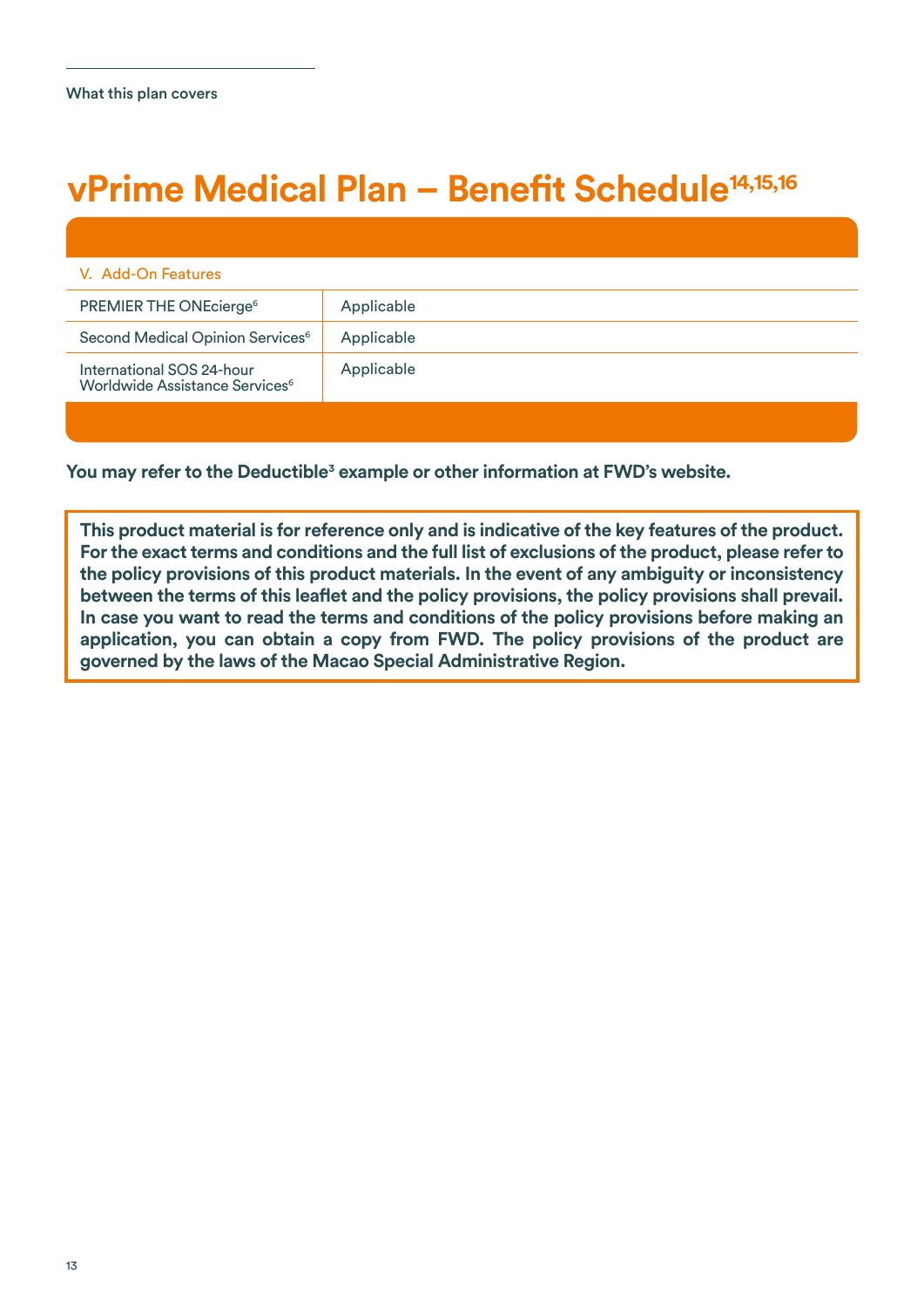What this plan covers

# vPrime Medical Plan – Benefit Schedule[14,15,16]

| V. Add-On Features | |
|---|---|
| PREMIER THE ONEcierge[6] | Applicable |
| Second Medical Opinion Services[6] | Applicable |
| International SOS 24-hour Worldwide Assistance Services[6] | Applicable |

**You may refer to the Deductible[3] example or other information at FWD's website.**

**This product material is for reference only and is indicative of the key features of the product. For the exact terms and conditions and the full list of exclusions of the product, please refer to the policy provisions of this product materials. In the event of any ambiguity or inconsistency between the terms of this leaflet and the policy provisions, the policy provisions shall prevail. In case you want to read the terms and conditions of the policy provisions before making an application, you can obtain a copy from FWD. The policy provisions of the product are governed by the laws of the Macao Special Administrative Region.**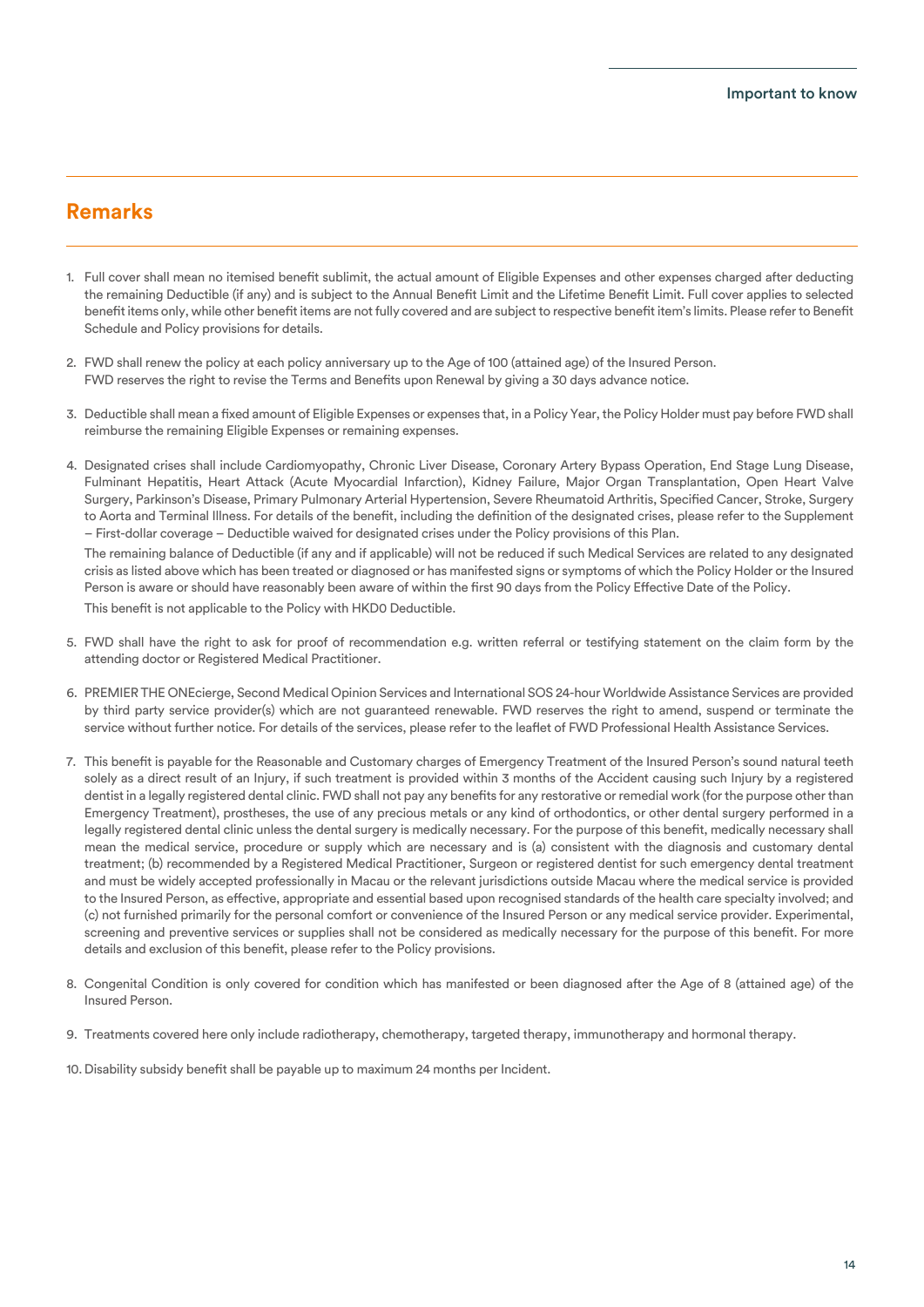## Remarks

1. Full cover shall mean no itemised benefit sublimit, the actual amount of Eligible Expenses and other expenses charged after deducting the remaining Deductible (if any) and is subject to the Annual Benefit Limit and the Lifetime Benefit Limit. Full cover applies to selected benefit items only, while other benefit items are not fully covered and are subject to respective benefit item's limits. Please refer to Benefit Schedule and Policy provisions for details.

2. FWD shall renew the policy at each policy anniversary up to the Age of 100 (attained age) of the Insured Person.
   FWD reserves the right to revise the Terms and Benefits upon Renewal by giving a 30 days advance notice.

3. Deductible shall mean a fixed amount of Eligible Expenses or expenses that, in a Policy Year, the Policy Holder must pay before FWD shall reimburse the remaining Eligible Expenses or remaining expenses.

4. Designated crises shall include Cardiomyopathy, Chronic Liver Disease, Coronary Artery Bypass Operation, End Stage Lung Disease, Fulminant Hepatitis, Heart Attack (Acute Myocardial Infarction), Kidney Failure, Major Organ Transplantation, Open Heart Valve Surgery, Parkinson's Disease, Primary Pulmonary Arterial Hypertension, Severe Rheumatoid Arthritis, Specified Cancer, Stroke, Surgery to Aorta and Terminal Illness. For details of the benefit, including the definition of the designated crises, please refer to the Supplement – First-dollar coverage – Deductible waived for designated crises under the Policy provisions of this Plan.

   The remaining balance of Deductible (if any and if applicable) will not be reduced if such Medical Services are related to any designated crisis as listed above which has been treated or diagnosed or has manifested signs or symptoms of which the Policy Holder or the Insured Person is aware or should have reasonably been aware of within the first 90 days from the Policy Effective Date of the Policy.

   This benefit is not applicable to the Policy with HKD0 Deductible.

5. FWD shall have the right to ask for proof of recommendation e.g. written referral or testifying statement on the claim form by the attending doctor or Registered Medical Practitioner.

6. PREMIER THE ONEcierge, Second Medical Opinion Services and International SOS 24-hour Worldwide Assistance Services are provided by third party service provider(s) which are not guaranteed renewable. FWD reserves the right to amend, suspend or terminate the service without further notice. For details of the services, please refer to the leaflet of FWD Professional Health Assistance Services.

7. This benefit is payable for the Reasonable and Customary charges of Emergency Treatment of the Insured Person's sound natural teeth solely as a direct result of an Injury, if such treatment is provided within 3 months of the Accident causing such Injury by a registered dentist in a legally registered dental clinic. FWD shall not pay any benefits for any restorative or remedial work (for the purpose other than Emergency Treatment), prostheses, the use of any precious metals or any kind of orthodontics, or other dental surgery performed in a legally registered dental clinic unless the dental surgery is medically necessary. For the purpose of this benefit, medically necessary shall mean the medical service, procedure or supply which are necessary and is (a) consistent with the diagnosis and customary dental treatment; (b) recommended by a Registered Medical Practitioner, Surgeon or registered dentist for such emergency dental treatment and must be widely accepted professionally in Macau or the relevant jurisdictions outside Macau where the medical service is provided to the Insured Person, as effective, appropriate and essential based upon recognised standards of the health care specialty involved; and (c) not furnished primarily for the personal comfort or convenience of the Insured Person or any medical service provider. Experimental, screening and preventive services or supplies shall not be considered as medically necessary for the purpose of this benefit. For more details and exclusion of this benefit, please refer to the Policy provisions.

8. Congenital Condition is only covered for condition which has manifested or been diagnosed after the Age of 8 (attained age) of the Insured Person.

9. Treatments covered here only include radiotherapy, chemotherapy, targeted therapy, immunotherapy and hormonal therapy.

10. Disability subsidy benefit shall be payable up to maximum 24 months per Incident.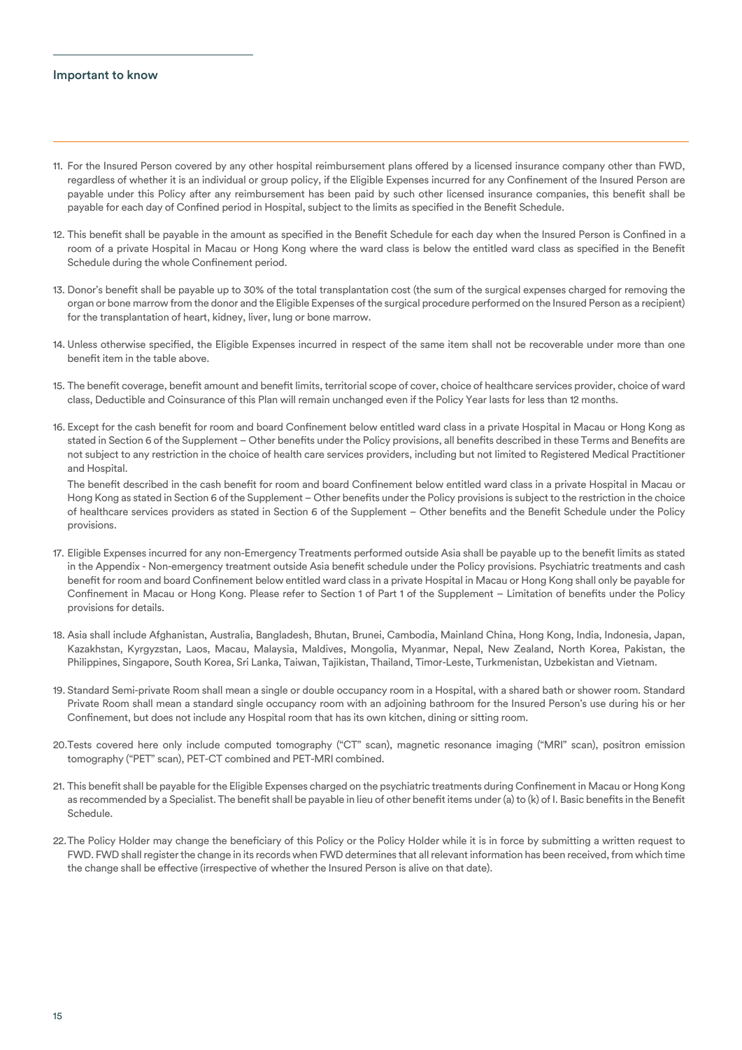## Important to know

11. For the Insured Person covered by any other hospital reimbursement plans offered by a licensed insurance company other than FWD, regardless of whether it is an individual or group policy, if the Eligible Expenses incurred for any Confinement of the Insured Person are payable under this Policy after any reimbursement has been paid by such other licensed insurance companies, this benefit shall be payable for each day of Confined period in Hospital, subject to the limits as specified in the Benefit Schedule.

12. This benefit shall be payable in the amount as specified in the Benefit Schedule for each day when the Insured Person is Confined in a room of a private Hospital in Macau or Hong Kong where the ward class is below the entitled ward class as specified in the Benefit Schedule during the whole Confinement period.

13. Donor's benefit shall be payable up to 30% of the total transplantation cost (the sum of the surgical expenses charged for removing the organ or bone marrow from the donor and the Eligible Expenses of the surgical procedure performed on the Insured Person as a recipient) for the transplantation of heart, kidney, liver, lung or bone marrow.

14. Unless otherwise specified, the Eligible Expenses incurred in respect of the same item shall not be recoverable under more than one benefit item in the table above.

15. The benefit coverage, benefit amount and benefit limits, territorial scope of cover, choice of healthcare services provider, choice of ward class, Deductible and Coinsurance of this Plan will remain unchanged even if the Policy Year lasts for less than 12 months.

16. Except for the cash benefit for room and board Confinement below entitled ward class in a private Hospital in Macau or Hong Kong as stated in Section 6 of the Supplement – Other benefits under the Policy provisions, all benefits described in these Terms and Benefits are not subject to any restriction in the choice of health care services providers, including but not limited to Registered Medical Practitioner and Hospital.

    The benefit described in the cash benefit for room and board Confinement below entitled ward class in a private Hospital in Macau or Hong Kong as stated in Section 6 of the Supplement – Other benefits under the Policy provisions is subject to the restriction in the choice of healthcare services providers as stated in Section 6 of the Supplement – Other benefits and the Benefit Schedule under the Policy provisions.

17. Eligible Expenses incurred for any non-Emergency Treatments performed outside Asia shall be payable up to the benefit limits as stated in the Appendix - Non-emergency treatment outside Asia benefit schedule under the Policy provisions. Psychiatric treatments and cash benefit for room and board Confinement below entitled ward class in a private Hospital in Macau or Hong Kong shall only be payable for Confinement in Macau or Hong Kong. Please refer to Section 1 of Part 1 of the Supplement – Limitation of benefits under the Policy provisions for details.

18. Asia shall include Afghanistan, Australia, Bangladesh, Bhutan, Brunei, Cambodia, Mainland China, Hong Kong, India, Indonesia, Japan, Kazakhstan, Kyrgyzstan, Laos, Macau, Malaysia, Maldives, Mongolia, Myanmar, Nepal, New Zealand, North Korea, Pakistan, the Philippines, Singapore, South Korea, Sri Lanka, Taiwan, Tajikistan, Thailand, Timor-Leste, Turkmenistan, Uzbekistan and Vietnam.

19. Standard Semi-private Room shall mean a single or double occupancy room in a Hospital, with a shared bath or shower room. Standard Private Room shall mean a standard single occupancy room with an adjoining bathroom for the Insured Person's use during his or her Confinement, but does not include any Hospital room that has its own kitchen, dining or sitting room.

20. Tests covered here only include computed tomography ("CT" scan), magnetic resonance imaging ("MRI" scan), positron emission tomography ("PET" scan), PET-CT combined and PET-MRI combined.

21. This benefit shall be payable for the Eligible Expenses charged on the psychiatric treatments during Confinement in Macau or Hong Kong as recommended by a Specialist. The benefit shall be payable in lieu of other benefit items under (a) to (k) of I. Basic benefits in the Benefit Schedule.

22. The Policy Holder may change the beneficiary of this Policy or the Policy Holder while it is in force by submitting a written request to FWD. FWD shall register the change in its records when FWD determines that all relevant information has been received, from which time the change shall be effective (irrespective of whether the Insured Person is alive on that date).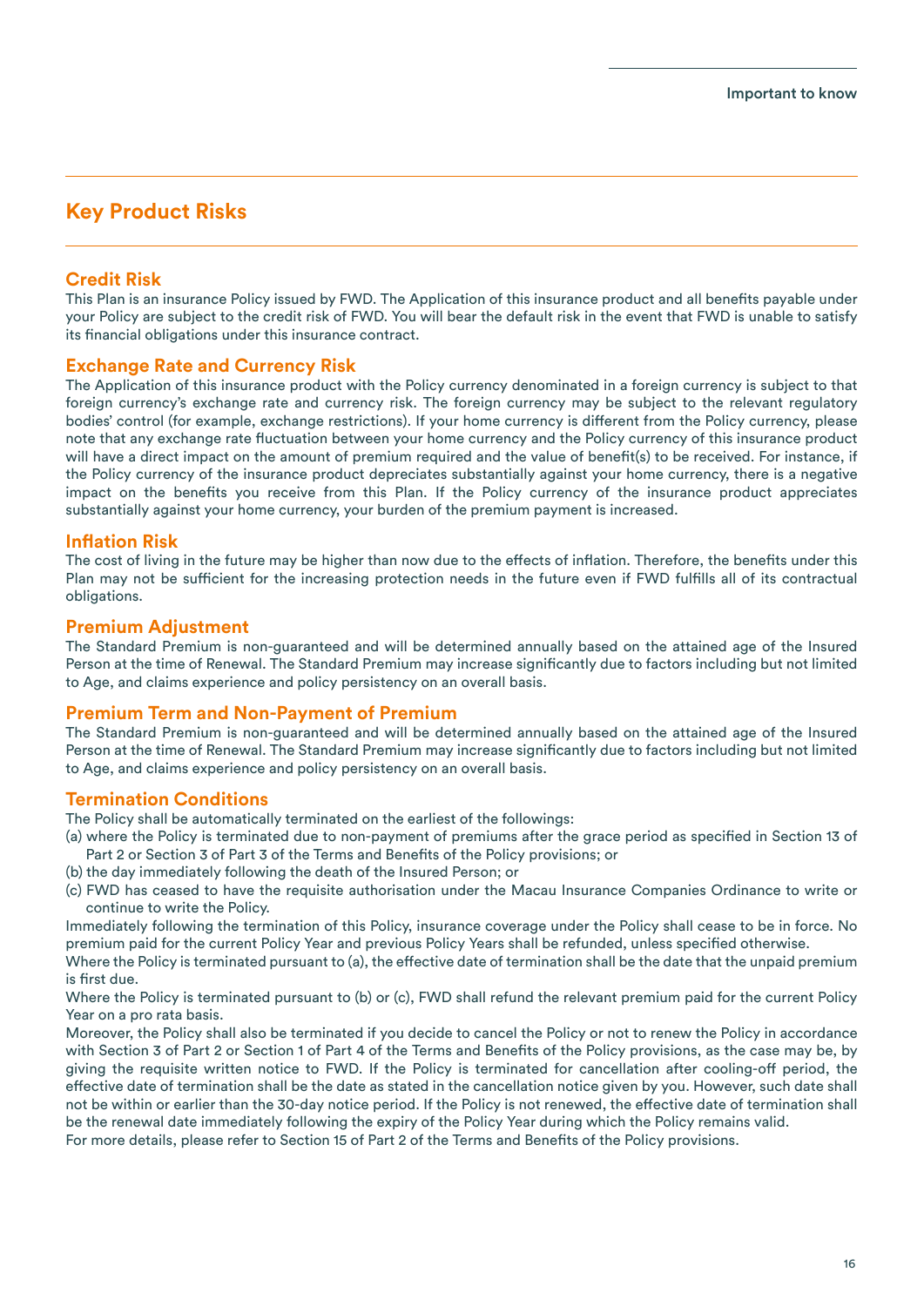## Key Product Risks

### Credit Risk

This Plan is an insurance Policy issued by FWD. The Application of this insurance product and all benefits payable under your Policy are subject to the credit risk of FWD. You will bear the default risk in the event that FWD is unable to satisfy its financial obligations under this insurance contract.

### Exchange Rate and Currency Risk

The Application of this insurance product with the Policy currency denominated in a foreign currency is subject to that foreign currency's exchange rate and currency risk. The foreign currency may be subject to the relevant regulatory bodies' control (for example, exchange restrictions). If your home currency is different from the Policy currency, please note that any exchange rate fluctuation between your home currency and the Policy currency of this insurance product will have a direct impact on the amount of premium required and the value of benefit(s) to be received. For instance, if the Policy currency of the insurance product depreciates substantially against your home currency, there is a negative impact on the benefits you receive from this Plan. If the Policy currency of the insurance product appreciates substantially against your home currency, your burden of the premium payment is increased.

### Inflation Risk

The cost of living in the future may be higher than now due to the effects of inflation. Therefore, the benefits under this Plan may not be sufficient for the increasing protection needs in the future even if FWD fulfills all of its contractual obligations.

### Premium Adjustment

The Standard Premium is non-guaranteed and will be determined annually based on the attained age of the Insured Person at the time of Renewal. The Standard Premium may increase significantly due to factors including but not limited to Age, and claims experience and policy persistency on an overall basis.

### Premium Term and Non-Payment of Premium

The Standard Premium is non-guaranteed and will be determined annually based on the attained age of the Insured Person at the time of Renewal. The Standard Premium may increase significantly due to factors including but not limited to Age, and claims experience and policy persistency on an overall basis.

### Termination Conditions

The Policy shall be automatically terminated on the earliest of the followings:

(a) where the Policy is terminated due to non-payment of premiums after the grace period as specified in Section 13 of Part 2 or Section 3 of Part 3 of the Terms and Benefits of the Policy provisions; or

(b) the day immediately following the death of the Insured Person; or

(c) FWD has ceased to have the requisite authorisation under the Macau Insurance Companies Ordinance to write or continue to write the Policy.

Immediately following the termination of this Policy, insurance coverage under the Policy shall cease to be in force. No premium paid for the current Policy Year and previous Policy Years shall be refunded, unless specified otherwise.

Where the Policy is terminated pursuant to (a), the effective date of termination shall be the date that the unpaid premium is first due.

Where the Policy is terminated pursuant to (b) or (c), FWD shall refund the relevant premium paid for the current Policy Year on a pro rata basis.

Moreover, the Policy shall also be terminated if you decide to cancel the Policy or not to renew the Policy in accordance with Section 3 of Part 2 or Section 1 of Part 4 of the Terms and Benefits of the Policy provisions, as the case may be, by giving the requisite written notice to FWD. If the Policy is terminated for cancellation after cooling-off period, the effective date of termination shall be the date as stated in the cancellation notice given by you. However, such date shall not be within or earlier than the 30-day notice period. If the Policy is not renewed, the effective date of termination shall be the renewal date immediately following the expiry of the Policy Year during which the Policy remains valid.

For more details, please refer to Section 15 of Part 2 of the Terms and Benefits of the Policy provisions.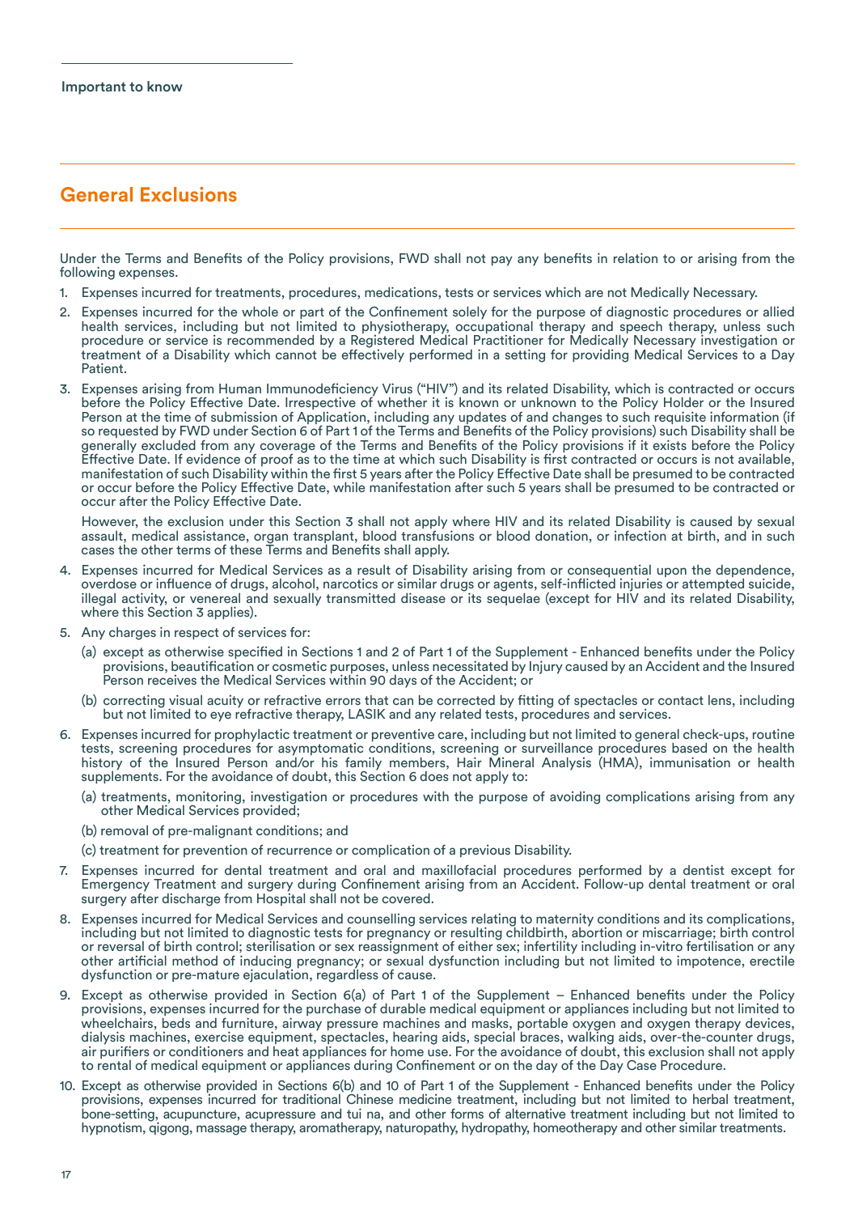Important to know

## General Exclusions

Under the Terms and Benefits of the Policy provisions, FWD shall not pay any benefits in relation to or arising from the following expenses.

1. Expenses incurred for treatments, procedures, medications, tests or services which are not Medically Necessary.
2. Expenses incurred for the whole or part of the Confinement solely for the purpose of diagnostic procedures or allied health services, including but not limited to physiotherapy, occupational therapy and speech therapy, unless such procedure or service is recommended by a Registered Medical Practitioner for Medically Necessary investigation or treatment of a Disability which cannot be effectively performed in a setting for providing Medical Services to a Day Patient.
3. Expenses arising from Human Immunodeficiency Virus ("HIV") and its related Disability, which is contracted or occurs before the Policy Effective Date. Irrespective of whether it is known or unknown to the Policy Holder or the Insured Person at the time of submission of Application, including any updates of and changes to such requisite information (if so requested by FWD under Section 6 of Part 1 of the Terms and Benefits of the Policy provisions) such Disability shall be generally excluded from any coverage of the Terms and Benefits of the Policy provisions if it exists before the Policy Effective Date. If evidence of proof as to the time at which such Disability is first contracted or occurs is not available, manifestation of such Disability within the first 5 years after the Policy Effective Date shall be presumed to be contracted or occur before the Policy Effective Date, while manifestation after such 5 years shall be presumed to be contracted or occur after the Policy Effective Date.

   However, the exclusion under this Section 3 shall not apply where HIV and its related Disability is caused by sexual assault, medical assistance, organ transplant, blood transfusions or blood donation, or infection at birth, and in such cases the other terms of these Terms and Benefits shall apply.
4. Expenses incurred for Medical Services as a result of Disability arising from or consequential upon the dependence, overdose or influence of drugs, alcohol, narcotics or similar drugs or agents, self-inflicted injuries or attempted suicide, illegal activity, or venereal and sexually transmitted disease or its sequelae (except for HIV and its related Disability, where this Section 3 applies).
5. Any charges in respect of services for:
   (a) except as otherwise specified in Sections 1 and 2 of Part 1 of the Supplement - Enhanced benefits under the Policy provisions, beautification or cosmetic purposes, unless necessitated by Injury caused by an Accident and the Insured Person receives the Medical Services within 90 days of the Accident; or
   (b) correcting visual acuity or refractive errors that can be corrected by fitting of spectacles or contact lens, including but not limited to eye refractive therapy, LASIK and any related tests, procedures and services.
6. Expenses incurred for prophylactic treatment or preventive care, including but not limited to general check-ups, routine tests, screening procedures for asymptomatic conditions, screening or surveillance procedures based on the health history of the Insured Person and/or his family members, Hair Mineral Analysis (HMA), immunisation or health supplements. For the avoidance of doubt, this Section 6 does not apply to:
   (a) treatments, monitoring, investigation or procedures with the purpose of avoiding complications arising from any other Medical Services provided;
   (b) removal of pre-malignant conditions; and
   (c) treatment for prevention of recurrence or complication of a previous Disability.
7. Expenses incurred for dental treatment and oral and maxillofacial procedures performed by a dentist except for Emergency Treatment and surgery during Confinement arising from an Accident. Follow-up dental treatment or oral surgery after discharge from Hospital shall not be covered.
8. Expenses incurred for Medical Services and counselling services relating to maternity conditions and its complications, including but not limited to diagnostic tests for pregnancy or resulting childbirth, abortion or miscarriage; birth control or reversal of birth control; sterilisation or sex reassignment of either sex; infertility including in-vitro fertilisation or any other artificial method of inducing pregnancy; or sexual dysfunction including but not limited to impotence, erectile dysfunction or pre-mature ejaculation, regardless of cause.
9. Except as otherwise provided in Section 6(a) of Part 1 of the Supplement – Enhanced benefits under the Policy provisions, expenses incurred for the purchase of durable medical equipment or appliances including but not limited to wheelchairs, beds and furniture, airway pressure machines and masks, portable oxygen and oxygen therapy devices, dialysis machines, exercise equipment, spectacles, hearing aids, special braces, walking aids, over-the-counter drugs, air purifiers or conditioners and heat appliances for home use. For the avoidance of doubt, this exclusion shall not apply to rental of medical equipment or appliances during Confinement or on the day of the Day Case Procedure.
10. Except as otherwise provided in Sections 6(b) and 10 of Part 1 of the Supplement - Enhanced benefits under the Policy provisions, expenses incurred for traditional Chinese medicine treatment, including but not limited to herbal treatment, bone-setting, acupuncture, acupressure and tui na, and other forms of alternative treatment including but not limited to hypnotism, qigong, massage therapy, aromatherapy, naturopathy, hydropathy, homeotherapy and other similar treatments.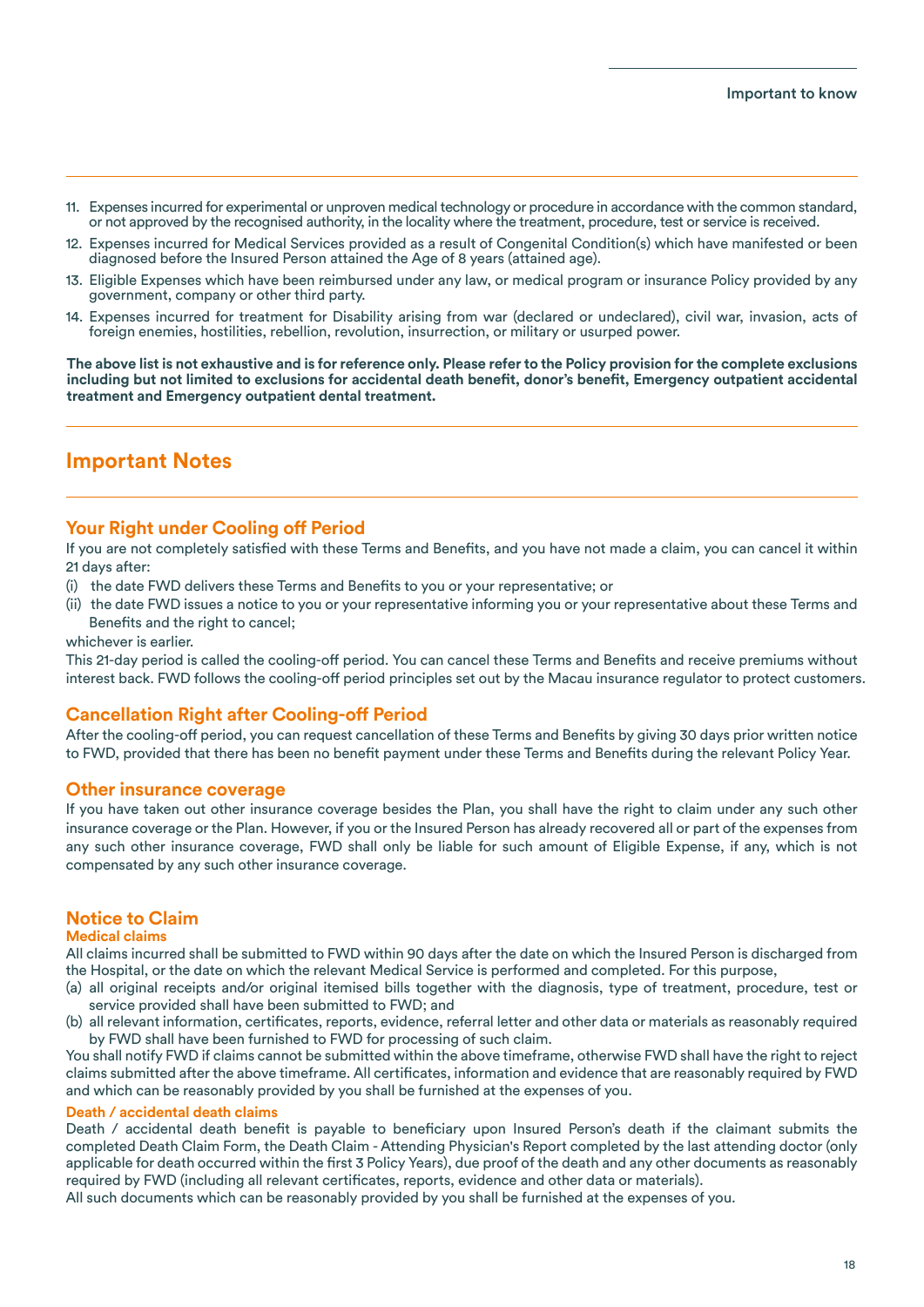11. Expenses incurred for experimental or unproven medical technology or procedure in accordance with the common standard, or not approved by the recognised authority, in the locality where the treatment, procedure, test or service is received.
12. Expenses incurred for Medical Services provided as a result of Congenital Condition(s) which have manifested or been diagnosed before the Insured Person attained the Age of 8 years (attained age).
13. Eligible Expenses which have been reimbursed under any law, or medical program or insurance Policy provided by any government, company or other third party.
14. Expenses incurred for treatment for Disability arising from war (declared or undeclared), civil war, invasion, acts of foreign enemies, hostilities, rebellion, revolution, insurrection, or military or usurped power.

**The above list is not exhaustive and is for reference only. Please refer to the Policy provision for the complete exclusions including but not limited to exclusions for accidental death benefit, donor's benefit, Emergency outpatient accidental treatment and Emergency outpatient dental treatment.**

# Important Notes

## Your Right under Cooling off Period

If you are not completely satisfied with these Terms and Benefits, and you have not made a claim, you can cancel it within 21 days after:

(i) the date FWD delivers these Terms and Benefits to you or your representative; or
(ii) the date FWD issues a notice to you or your representative informing you or your representative about these Terms and Benefits and the right to cancel;

whichever is earlier.

This 21-day period is called the cooling-off period. You can cancel these Terms and Benefits and receive premiums without interest back. FWD follows the cooling-off period principles set out by the Macau insurance regulator to protect customers.

## Cancellation Right after Cooling-off Period

After the cooling-off period, you can request cancellation of these Terms and Benefits by giving 30 days prior written notice to FWD, provided that there has been no benefit payment under these Terms and Benefits during the relevant Policy Year.

## Other insurance coverage

If you have taken out other insurance coverage besides the Plan, you shall have the right to claim under any such other insurance coverage or the Plan. However, if you or the Insured Person has already recovered all or part of the expenses from any such other insurance coverage, FWD shall only be liable for such amount of Eligible Expense, if any, which is not compensated by any such other insurance coverage.

## Notice to Claim

### Medical claims

All claims incurred shall be submitted to FWD within 90 days after the date on which the Insured Person is discharged from the Hospital, or the date on which the relevant Medical Service is performed and completed. For this purpose,

(a) all original receipts and/or original itemised bills together with the diagnosis, type of treatment, procedure, test or service provided shall have been submitted to FWD; and
(b) all relevant information, certificates, reports, evidence, referral letter and other data or materials as reasonably required by FWD shall have been furnished to FWD for processing of such claim.

You shall notify FWD if claims cannot be submitted within the above timeframe, otherwise FWD shall have the right to reject claims submitted after the above timeframe. All certificates, information and evidence that are reasonably required by FWD and which can be reasonably provided by you shall be furnished at the expenses of you.

### Death / accidental death claims

Death / accidental death benefit is payable to beneficiary upon Insured Person's death if the claimant submits the completed Death Claim Form, the Death Claim - Attending Physician's Report completed by the last attending doctor (only applicable for death occurred within the first 3 Policy Years), due proof of the death and any other documents as reasonably required by FWD (including all relevant certificates, reports, evidence and other data or materials).

All such documents which can be reasonably provided by you shall be furnished at the expenses of you.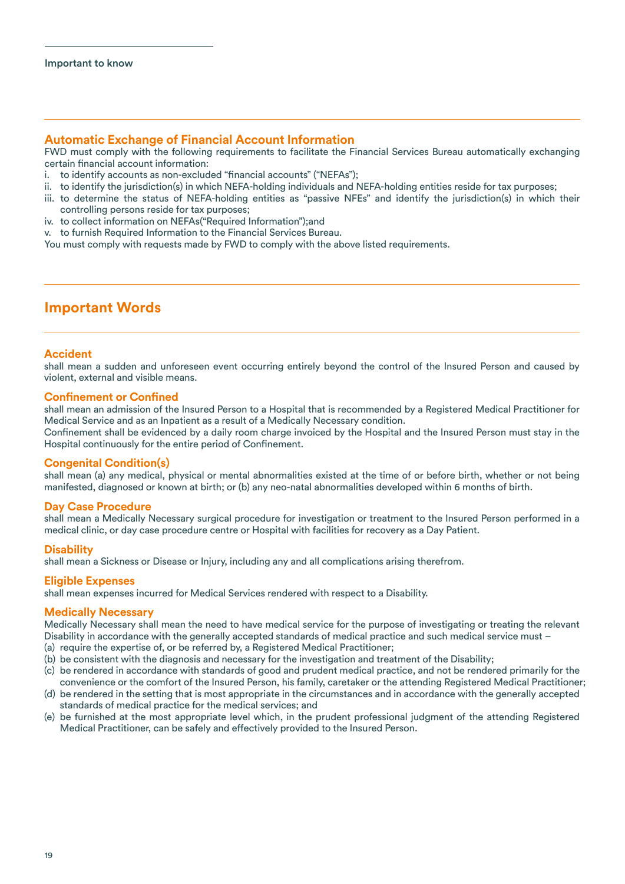Important to know

## Automatic Exchange of Financial Account Information

FWD must comply with the following requirements to facilitate the Financial Services Bureau automatically exchanging certain financial account information:

i. to identify accounts as non-excluded "financial accounts" ("NEFAs");
ii. to identify the jurisdiction(s) in which NEFA-holding individuals and NEFA-holding entities reside for tax purposes;
iii. to determine the status of NEFA-holding entities as "passive NFEs" and identify the jurisdiction(s) in which their controlling persons reside for tax purposes;
iv. to collect information on NEFAs("Required Information");and
v. to furnish Required Information to the Financial Services Bureau.

You must comply with requests made by FWD to comply with the above listed requirements.

# Important Words

### Accident

shall mean a sudden and unforeseen event occurring entirely beyond the control of the Insured Person and caused by violent, external and visible means.

### Confinement or Confined

shall mean an admission of the Insured Person to a Hospital that is recommended by a Registered Medical Practitioner for Medical Service and as an Inpatient as a result of a Medically Necessary condition.

Confinement shall be evidenced by a daily room charge invoiced by the Hospital and the Insured Person must stay in the Hospital continuously for the entire period of Confinement.

### Congenital Condition(s)

shall mean (a) any medical, physical or mental abnormalities existed at the time of or before birth, whether or not being manifested, diagnosed or known at birth; or (b) any neo-natal abnormalities developed within 6 months of birth.

### Day Case Procedure

shall mean a Medically Necessary surgical procedure for investigation or treatment to the Insured Person performed in a medical clinic, or day case procedure centre or Hospital with facilities for recovery as a Day Patient.

### Disability

shall mean a Sickness or Disease or Injury, including any and all complications arising therefrom.

### Eligible Expenses

shall mean expenses incurred for Medical Services rendered with respect to a Disability.

### Medically Necessary

Medically Necessary shall mean the need to have medical service for the purpose of investigating or treating the relevant Disability in accordance with the generally accepted standards of medical practice and such medical service must –

(a) require the expertise of, or be referred by, a Registered Medical Practitioner;
(b) be consistent with the diagnosis and necessary for the investigation and treatment of the Disability;
(c) be rendered in accordance with standards of good and prudent medical practice, and not be rendered primarily for the convenience or the comfort of the Insured Person, his family, caretaker or the attending Registered Medical Practitioner;
(d) be rendered in the setting that is most appropriate in the circumstances and in accordance with the generally accepted standards of medical practice for the medical services; and
(e) be furnished at the most appropriate level which, in the prudent professional judgment of the attending Registered Medical Practitioner, can be safely and effectively provided to the Insured Person.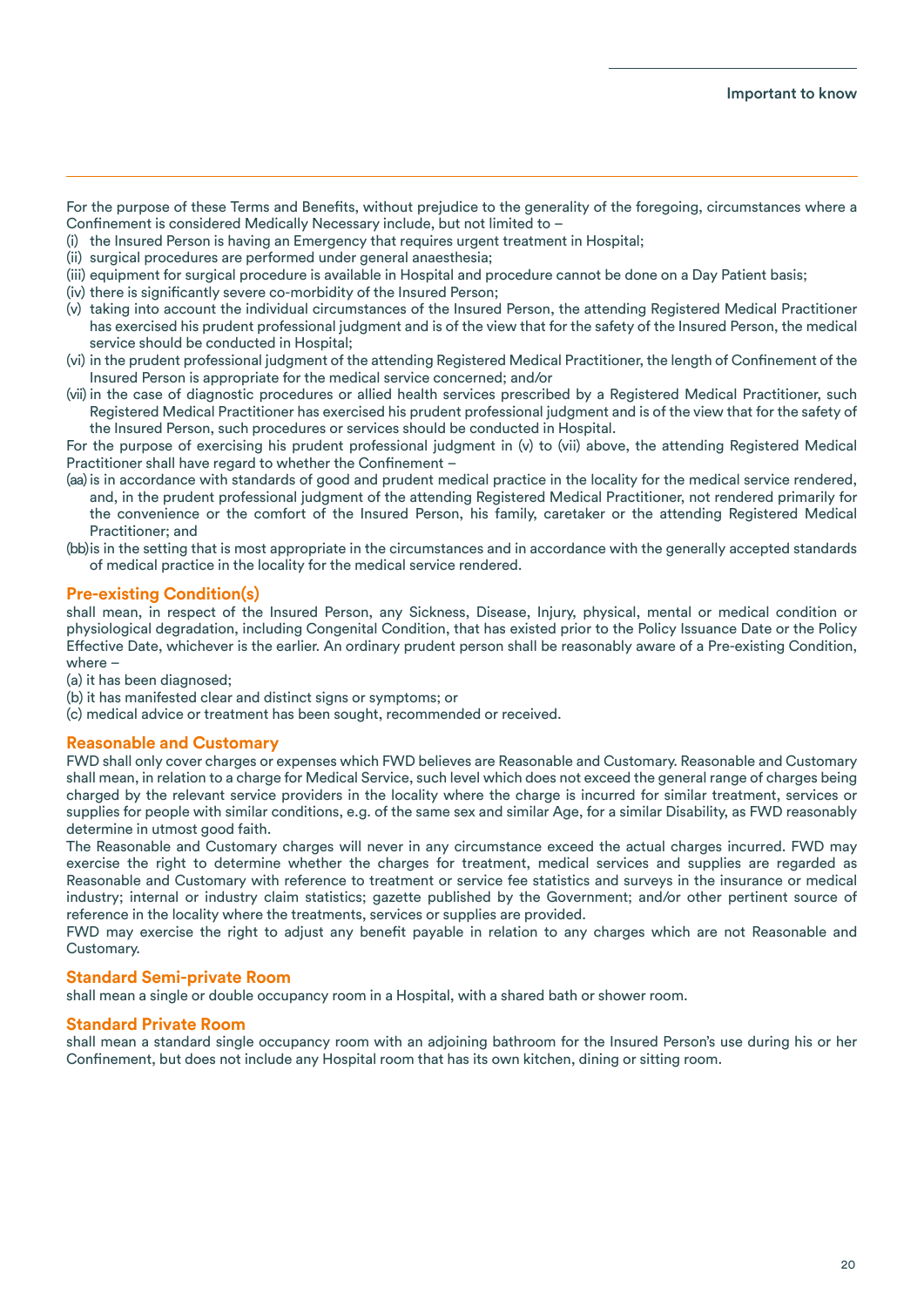For the purpose of these Terms and Benefits, without prejudice to the generality of the foregoing, circumstances where a Confinement is considered Medically Necessary include, but not limited to –

(i) the Insured Person is having an Emergency that requires urgent treatment in Hospital;
(ii) surgical procedures are performed under general anaesthesia;
(iii) equipment for surgical procedure is available in Hospital and procedure cannot be done on a Day Patient basis;
(iv) there is significantly severe co-morbidity of the Insured Person;
(v) taking into account the individual circumstances of the Insured Person, the attending Registered Medical Practitioner has exercised his prudent professional judgment and is of the view that for the safety of the Insured Person, the medical service should be conducted in Hospital;
(vi) in the prudent professional judgment of the attending Registered Medical Practitioner, the length of Confinement of the Insured Person is appropriate for the medical service concerned; and/or
(vii) in the case of diagnostic procedures or allied health services prescribed by a Registered Medical Practitioner, such Registered Medical Practitioner has exercised his prudent professional judgment and is of the view that for the safety of the Insured Person, such procedures or services should be conducted in Hospital.

For the purpose of exercising his prudent professional judgment in (v) to (vii) above, the attending Registered Medical Practitioner shall have regard to whether the Confinement –

(aa) is in accordance with standards of good and prudent medical practice in the locality for the medical service rendered, and, in the prudent professional judgment of the attending Registered Medical Practitioner, not rendered primarily for the convenience or the comfort of the Insured Person, his family, caretaker or the attending Registered Medical Practitioner; and
(bb) is in the setting that is most appropriate in the circumstances and in accordance with the generally accepted standards of medical practice in the locality for the medical service rendered.

### Pre-existing Condition(s)

shall mean, in respect of the Insured Person, any Sickness, Disease, Injury, physical, mental or medical condition or physiological degradation, including Congenital Condition, that has existed prior to the Policy Issuance Date or the Policy Effective Date, whichever is the earlier. An ordinary prudent person shall be reasonably aware of a Pre-existing Condition, where –

(a) it has been diagnosed;
(b) it has manifested clear and distinct signs or symptoms; or
(c) medical advice or treatment has been sought, recommended or received.

### Reasonable and Customary

FWD shall only cover charges or expenses which FWD believes are Reasonable and Customary. Reasonable and Customary shall mean, in relation to a charge for Medical Service, such level which does not exceed the general range of charges being charged by the relevant service providers in the locality where the charge is incurred for similar treatment, services or supplies for people with similar conditions, e.g. of the same sex and similar Age, for a similar Disability, as FWD reasonably determine in utmost good faith.

The Reasonable and Customary charges will never in any circumstance exceed the actual charges incurred. FWD may exercise the right to determine whether the charges for treatment, medical services and supplies are regarded as Reasonable and Customary with reference to treatment or service fee statistics and surveys in the insurance or medical industry; internal or industry claim statistics; gazette published by the Government; and/or other pertinent source of reference in the locality where the treatments, services or supplies are provided.

FWD may exercise the right to adjust any benefit payable in relation to any charges which are not Reasonable and Customary.

### Standard Semi-private Room

shall mean a single or double occupancy room in a Hospital, with a shared bath or shower room.

### Standard Private Room

shall mean a standard single occupancy room with an adjoining bathroom for the Insured Person's use during his or her Confinement, but does not include any Hospital room that has its own kitchen, dining or sitting room.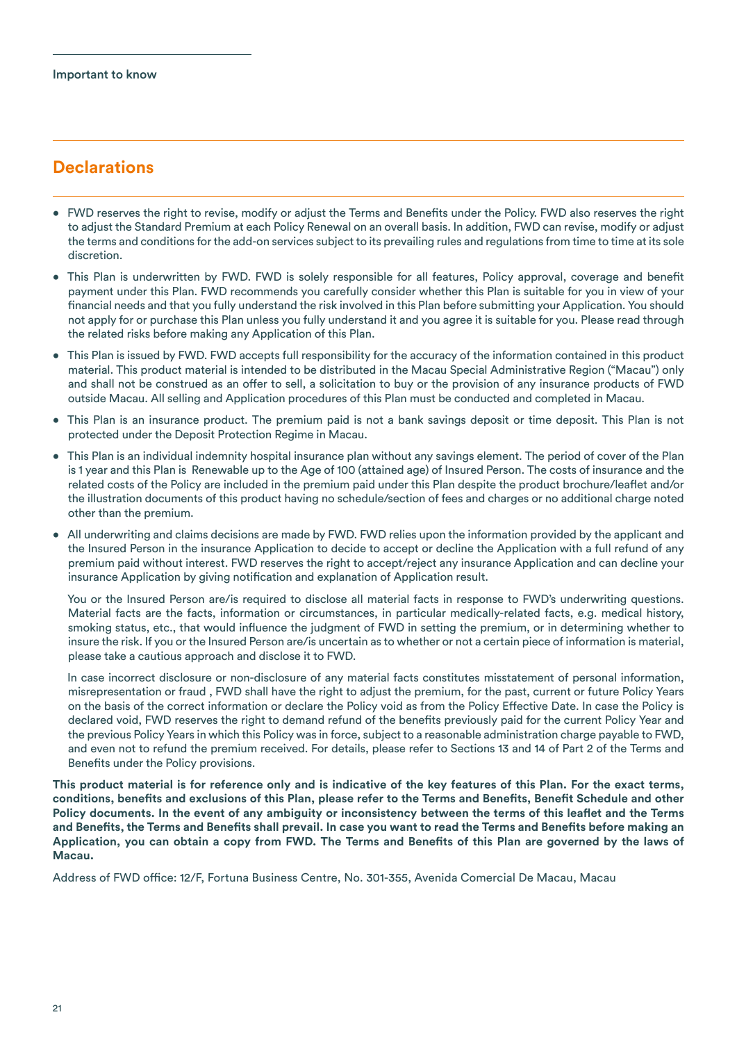Important to know

## Declarations

- FWD reserves the right to revise, modify or adjust the Terms and Benefits under the Policy. FWD also reserves the right to adjust the Standard Premium at each Policy Renewal on an overall basis. In addition, FWD can revise, modify or adjust the terms and conditions for the add-on services subject to its prevailing rules and regulations from time to time at its sole discretion.
- This Plan is underwritten by FWD. FWD is solely responsible for all features, Policy approval, coverage and benefit payment under this Plan. FWD recommends you carefully consider whether this Plan is suitable for you in view of your financial needs and that you fully understand the risk involved in this Plan before submitting your Application. You should not apply for or purchase this Plan unless you fully understand it and you agree it is suitable for you. Please read through the related risks before making any Application of this Plan.
- This Plan is issued by FWD. FWD accepts full responsibility for the accuracy of the information contained in this product material. This product material is intended to be distributed in the Macau Special Administrative Region ("Macau") only and shall not be construed as an offer to sell, a solicitation to buy or the provision of any insurance products of FWD outside Macau. All selling and Application procedures of this Plan must be conducted and completed in Macau.
- This Plan is an insurance product. The premium paid is not a bank savings deposit or time deposit. This Plan is not protected under the Deposit Protection Regime in Macau.
- This Plan is an individual indemnity hospital insurance plan without any savings element. The period of cover of the Plan is 1 year and this Plan is Renewable up to the Age of 100 (attained age) of Insured Person. The costs of insurance and the related costs of the Policy are included in the premium paid under this Plan despite the product brochure/leaflet and/or the illustration documents of this product having no schedule/section of fees and charges or no additional charge noted other than the premium.
- All underwriting and claims decisions are made by FWD. FWD relies upon the information provided by the applicant and the Insured Person in the insurance Application to decide to accept or decline the Application with a full refund of any premium paid without interest. FWD reserves the right to accept/reject any insurance Application and can decline your insurance Application by giving notification and explanation of Application result.

  You or the Insured Person are/is required to disclose all material facts in response to FWD's underwriting questions. Material facts are the facts, information or circumstances, in particular medically-related facts, e.g. medical history, smoking status, etc., that would influence the judgment of FWD in setting the premium, or in determining whether to insure the risk. If you or the Insured Person are/is uncertain as to whether or not a certain piece of information is material, please take a cautious approach and disclose it to FWD.

  In case incorrect disclosure or non-disclosure of any material facts constitutes misstatement of personal information, misrepresentation or fraud , FWD shall have the right to adjust the premium, for the past, current or future Policy Years on the basis of the correct information or declare the Policy void as from the Policy Effective Date. In case the Policy is declared void, FWD reserves the right to demand refund of the benefits previously paid for the current Policy Year and the previous Policy Years in which this Policy was in force, subject to a reasonable administration charge payable to FWD, and even not to refund the premium received. For details, please refer to Sections 13 and 14 of Part 2 of the Terms and Benefits under the Policy provisions.

**This product material is for reference only and is indicative of the key features of this Plan. For the exact terms, conditions, benefits and exclusions of this Plan, please refer to the Terms and Benefits, Benefit Schedule and other Policy documents. In the event of any ambiguity or inconsistency between the terms of this leaflet and the Terms and Benefits, the Terms and Benefits shall prevail. In case you want to read the Terms and Benefits before making an Application, you can obtain a copy from FWD. The Terms and Benefits of this Plan are governed by the laws of Macau.**

Address of FWD office: 12/F, Fortuna Business Centre, No. 301-355, Avenida Comercial De Macau, Macau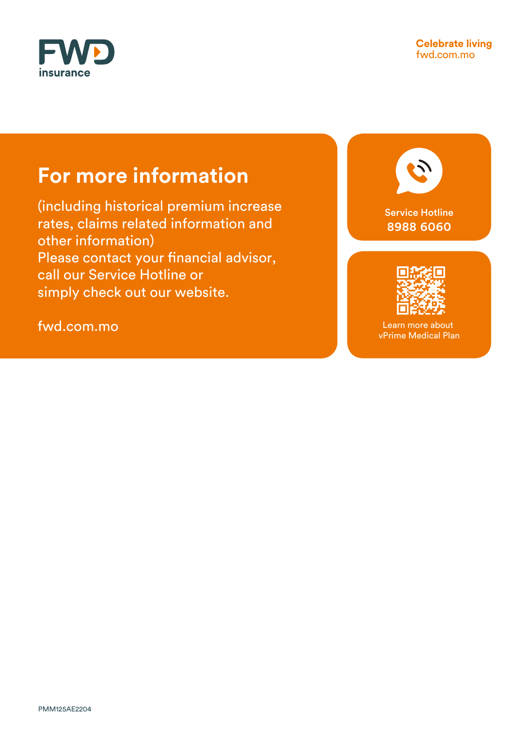FWD insurance

Celebrate living
fwd.com.mo

## For more information

(including historical premium increase rates, claims related information and other information)
Please contact your financial advisor, call our Service Hotline or simply check out our website.

fwd.com.mo

Service Hotline
**8988 6060**

Learn more about vPrime Medical Plan

PMM125AE2204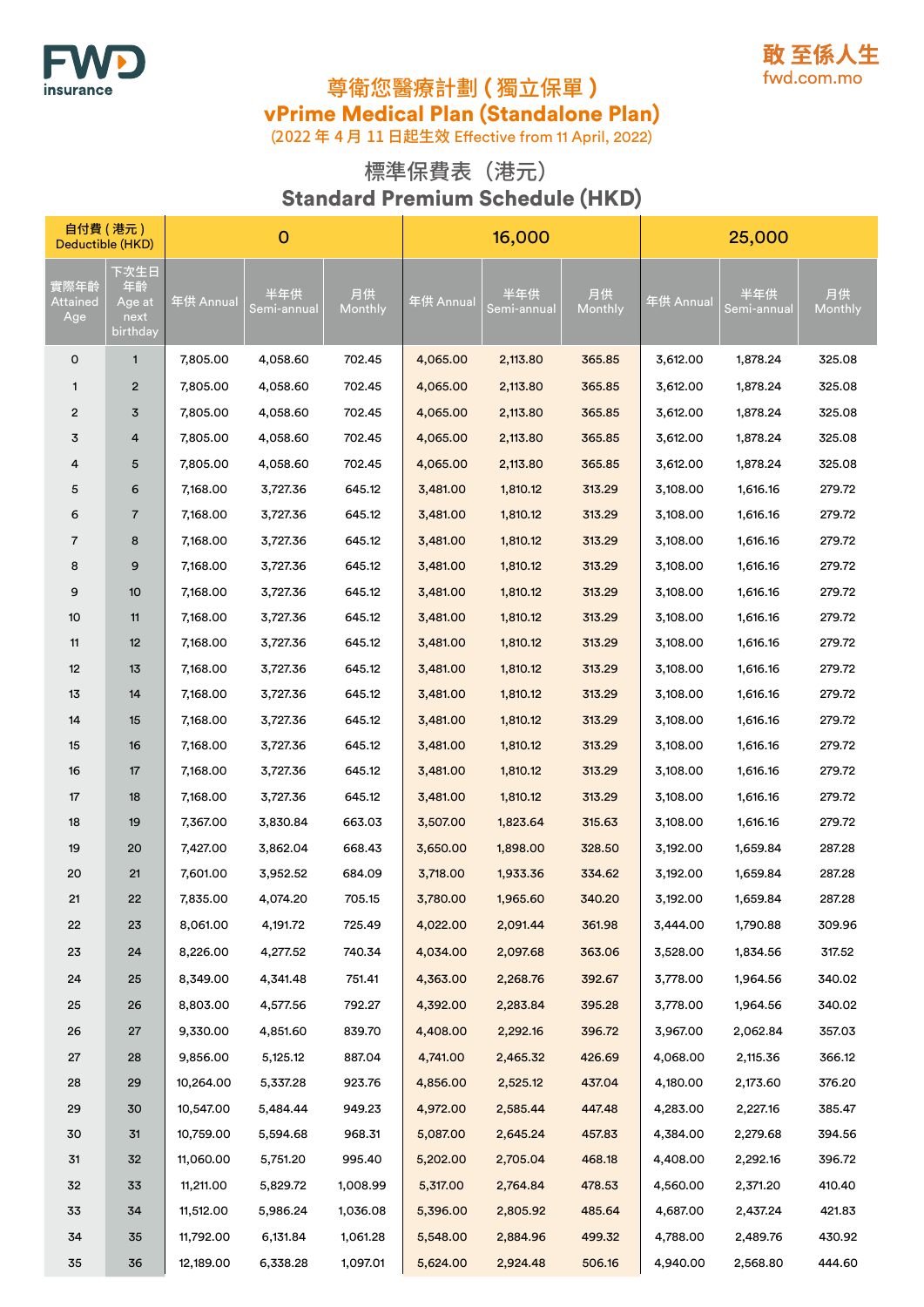FWD insurance

敢 至係人生
fwd.com.mo

# 尊衛您醫療計劃(獨立保單)
# vPrime Medical Plan (Standalone Plan)

(2022 年 4 月 11 日起生效 Effective from 11 April, 2022)

## 標準保費表(港元)
## Standard Premium Schedule (HKD)

| 自付費(港元) Deductible (HKD) | | 0 | | | 16,000 | | | 25,000 | | |
|---|---|---|---|---|---|---|---|---|---|---|
| 實際年齡 Attained Age | 下次生日年齡 Age at next birthday | 年供 Annual | 半年供 Semi-annual | 月供 Monthly | 年供 Annual | 半年供 Semi-annual | 月供 Monthly | 年供 Annual | 半年供 Semi-annual | 月供 Monthly |
| 0 | 1 | 7,805.00 | 4,058.60 | 702.45 | 4,065.00 | 2,113.80 | 365.85 | 3,612.00 | 1,878.24 | 325.08 |
| 1 | 2 | 7,805.00 | 4,058.60 | 702.45 | 4,065.00 | 2,113.80 | 365.85 | 3,612.00 | 1,878.24 | 325.08 |
| 2 | 3 | 7,805.00 | 4,058.60 | 702.45 | 4,065.00 | 2,113.80 | 365.85 | 3,612.00 | 1,878.24 | 325.08 |
| 3 | 4 | 7,805.00 | 4,058.60 | 702.45 | 4,065.00 | 2,113.80 | 365.85 | 3,612.00 | 1,878.24 | 325.08 |
| 4 | 5 | 7,805.00 | 4,058.60 | 702.45 | 4,065.00 | 2,113.80 | 365.85 | 3,612.00 | 1,878.24 | 325.08 |
| 5 | 6 | 7,168.00 | 3,727.36 | 645.12 | 3,481.00 | 1,810.12 | 313.29 | 3,108.00 | 1,616.16 | 279.72 |
| 6 | 7 | 7,168.00 | 3,727.36 | 645.12 | 3,481.00 | 1,810.12 | 313.29 | 3,108.00 | 1,616.16 | 279.72 |
| 7 | 8 | 7,168.00 | 3,727.36 | 645.12 | 3,481.00 | 1,810.12 | 313.29 | 3,108.00 | 1,616.16 | 279.72 |
| 8 | 9 | 7,168.00 | 3,727.36 | 645.12 | 3,481.00 | 1,810.12 | 313.29 | 3,108.00 | 1,616.16 | 279.72 |
| 9 | 10 | 7,168.00 | 3,727.36 | 645.12 | 3,481.00 | 1,810.12 | 313.29 | 3,108.00 | 1,616.16 | 279.72 |
| 10 | 11 | 7,168.00 | 3,727.36 | 645.12 | 3,481.00 | 1,810.12 | 313.29 | 3,108.00 | 1,616.16 | 279.72 |
| 11 | 12 | 7,168.00 | 3,727.36 | 645.12 | 3,481.00 | 1,810.12 | 313.29 | 3,108.00 | 1,616.16 | 279.72 |
| 12 | 13 | 7,168.00 | 3,727.36 | 645.12 | 3,481.00 | 1,810.12 | 313.29 | 3,108.00 | 1,616.16 | 279.72 |
| 13 | 14 | 7,168.00 | 3,727.36 | 645.12 | 3,481.00 | 1,810.12 | 313.29 | 3,108.00 | 1,616.16 | 279.72 |
| 14 | 15 | 7,168.00 | 3,727.36 | 645.12 | 3,481.00 | 1,810.12 | 313.29 | 3,108.00 | 1,616.16 | 279.72 |
| 15 | 16 | 7,168.00 | 3,727.36 | 645.12 | 3,481.00 | 1,810.12 | 313.29 | 3,108.00 | 1,616.16 | 279.72 |
| 16 | 17 | 7,168.00 | 3,727.36 | 645.12 | 3,481.00 | 1,810.12 | 313.29 | 3,108.00 | 1,616.16 | 279.72 |
| 17 | 18 | 7,168.00 | 3,727.36 | 645.12 | 3,481.00 | 1,810.12 | 313.29 | 3,108.00 | 1,616.16 | 279.72 |
| 18 | 19 | 7,367.00 | 3,830.84 | 663.03 | 3,507.00 | 1,823.64 | 315.63 | 3,108.00 | 1,616.16 | 279.72 |
| 19 | 20 | 7,427.00 | 3,862.04 | 668.43 | 3,650.00 | 1,898.00 | 328.50 | 3,192.00 | 1,659.84 | 287.28 |
| 20 | 21 | 7,601.00 | 3,952.52 | 684.09 | 3,718.00 | 1,933.36 | 334.62 | 3,192.00 | 1,659.84 | 287.28 |
| 21 | 22 | 7,835.00 | 4,074.20 | 705.15 | 3,780.00 | 1,965.60 | 340.20 | 3,192.00 | 1,659.84 | 287.28 |
| 22 | 23 | 8,061.00 | 4,191.72 | 725.49 | 4,022.00 | 2,091.44 | 361.98 | 3,444.00 | 1,790.88 | 309.96 |
| 23 | 24 | 8,226.00 | 4,277.52 | 740.34 | 4,034.00 | 2,097.68 | 363.06 | 3,528.00 | 1,834.56 | 317.52 |
| 24 | 25 | 8,349.00 | 4,341.48 | 751.41 | 4,363.00 | 2,268.76 | 392.67 | 3,778.00 | 1,964.56 | 340.02 |
| 25 | 26 | 8,803.00 | 4,577.56 | 792.27 | 4,392.00 | 2,283.84 | 395.28 | 3,778.00 | 1,964.56 | 340.02 |
| 26 | 27 | 9,330.00 | 4,851.60 | 839.70 | 4,408.00 | 2,292.16 | 396.72 | 3,967.00 | 2,062.84 | 357.03 |
| 27 | 28 | 9,856.00 | 5,125.12 | 887.04 | 4,741.00 | 2,465.32 | 426.69 | 4,068.00 | 2,115.36 | 366.12 |
| 28 | 29 | 10,264.00 | 5,337.28 | 923.76 | 4,856.00 | 2,525.12 | 437.04 | 4,180.00 | 2,173.60 | 376.20 |
| 29 | 30 | 10,547.00 | 5,484.44 | 949.23 | 4,972.00 | 2,585.44 | 447.48 | 4,283.00 | 2,227.16 | 385.47 |
| 30 | 31 | 10,759.00 | 5,594.68 | 968.31 | 5,087.00 | 2,645.24 | 457.83 | 4,384.00 | 2,279.68 | 394.56 |
| 31 | 32 | 11,060.00 | 5,751.20 | 995.40 | 5,202.00 | 2,705.04 | 468.18 | 4,408.00 | 2,292.16 | 396.72 |
| 32 | 33 | 11,211.00 | 5,829.72 | 1,008.99 | 5,317.00 | 2,764.84 | 478.53 | 4,560.00 | 2,371.20 | 410.40 |
| 33 | 34 | 11,512.00 | 5,986.24 | 1,036.08 | 5,396.00 | 2,805.92 | 485.64 | 4,687.00 | 2,437.24 | 421.83 |
| 34 | 35 | 11,792.00 | 6,131.84 | 1,061.28 | 5,548.00 | 2,884.96 | 499.32 | 4,788.00 | 2,489.76 | 430.92 |
| 35 | 36 | 12,189.00 | 6,338.28 | 1,097.01 | 5,624.00 | 2,924.48 | 506.16 | 4,940.00 | 2,568.80 | 444.60 |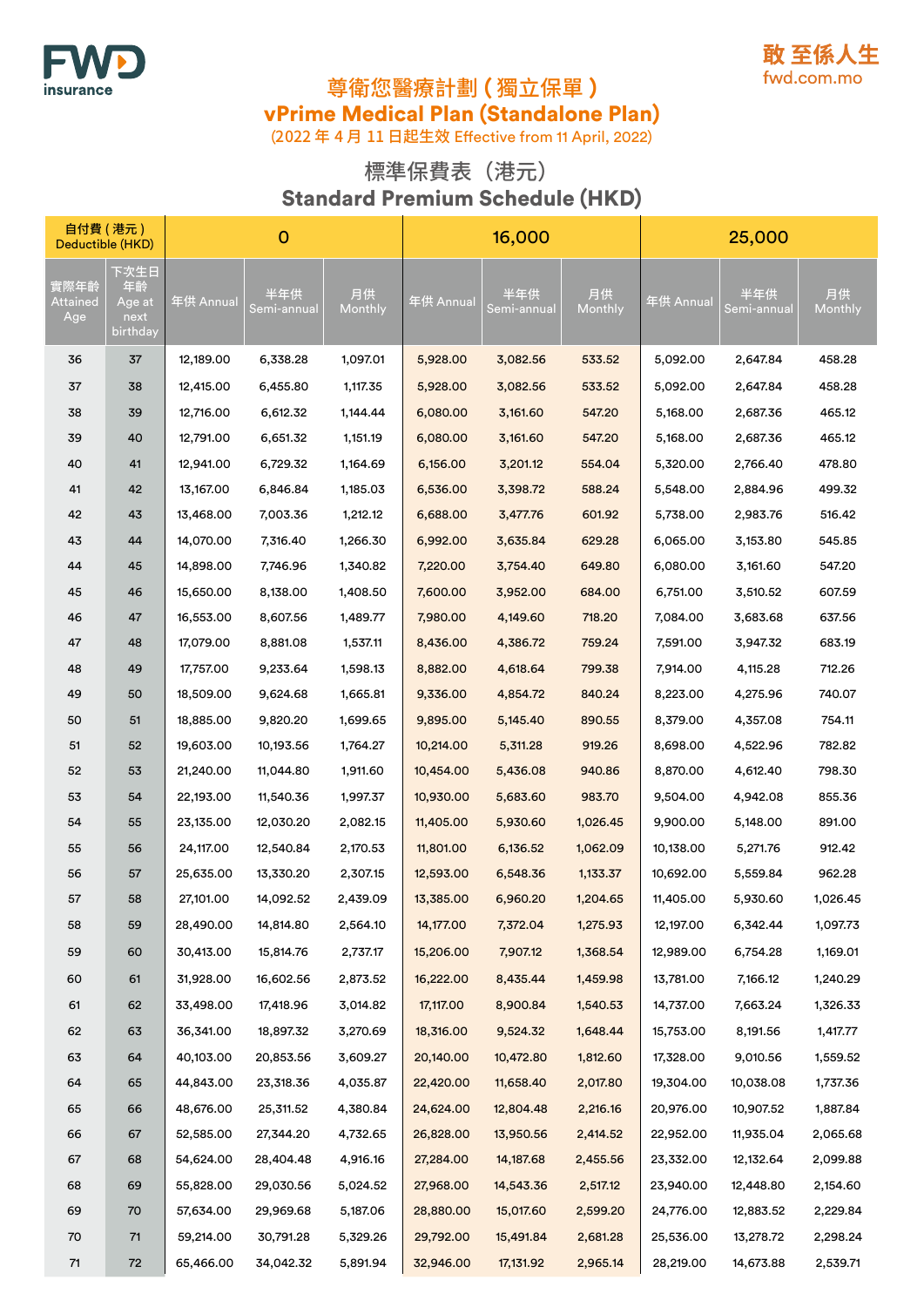FWD insurance

敢 至係人生
fwd.com.mo

# 尊衛您醫療計劃（獨立保單）
# vPrime Medical Plan (Standalone Plan)

(2022 年 4 月 11 日起生效 Effective from 11 April, 2022)

## 標準保費表（港元）
## Standard Premium Schedule (HKD)

| 自付費（港元）Deductible (HKD) | | 0 | | | 16,000 | | | 25,000 | | |
|---|---|---|---|---|---|---|---|---|---|---|
| 實際年齡 Attained Age | 下次生日年齡 Age at next birthday | 年供 Annual | 半年供 Semi-annual | 月供 Monthly | 年供 Annual | 半年供 Semi-annual | 月供 Monthly | 年供 Annual | 半年供 Semi-annual | 月供 Monthly |
| 36 | 37 | 12,189.00 | 6,338.28 | 1,097.01 | 5,928.00 | 3,082.56 | 533.52 | 5,092.00 | 2,647.84 | 458.28 |
| 37 | 38 | 12,415.00 | 6,455.80 | 1,117.35 | 5,928.00 | 3,082.56 | 533.52 | 5,092.00 | 2,647.84 | 458.28 |
| 38 | 39 | 12,716.00 | 6,612.32 | 1,144.44 | 6,080.00 | 3,161.60 | 547.20 | 5,168.00 | 2,687.36 | 465.12 |
| 39 | 40 | 12,791.00 | 6,651.32 | 1,151.19 | 6,080.00 | 3,161.60 | 547.20 | 5,168.00 | 2,687.36 | 465.12 |
| 40 | 41 | 12,941.00 | 6,729.32 | 1,164.69 | 6,156.00 | 3,201.12 | 554.04 | 5,320.00 | 2,766.40 | 478.80 |
| 41 | 42 | 13,167.00 | 6,846.84 | 1,185.03 | 6,536.00 | 3,398.72 | 588.24 | 5,548.00 | 2,884.96 | 499.32 |
| 42 | 43 | 13,468.00 | 7,003.36 | 1,212.12 | 6,688.00 | 3,477.76 | 601.92 | 5,738.00 | 2,983.76 | 516.42 |
| 43 | 44 | 14,070.00 | 7,316.40 | 1,266.30 | 6,992.00 | 3,635.84 | 629.28 | 6,065.00 | 3,153.80 | 545.85 |
| 44 | 45 | 14,898.00 | 7,746.96 | 1,340.82 | 7,220.00 | 3,754.40 | 649.80 | 6,080.00 | 3,161.60 | 547.20 |
| 45 | 46 | 15,650.00 | 8,138.00 | 1,408.50 | 7,600.00 | 3,952.00 | 684.00 | 6,751.00 | 3,510.52 | 607.59 |
| 46 | 47 | 16,553.00 | 8,607.56 | 1,489.77 | 7,980.00 | 4,149.60 | 718.20 | 7,084.00 | 3,683.68 | 637.56 |
| 47 | 48 | 17,079.00 | 8,881.08 | 1,537.11 | 8,436.00 | 4,386.72 | 759.24 | 7,591.00 | 3,947.32 | 683.19 |
| 48 | 49 | 17,757.00 | 9,233.64 | 1,598.13 | 8,882.00 | 4,618.64 | 799.38 | 7,914.00 | 4,115.28 | 712.26 |
| 49 | 50 | 18,509.00 | 9,624.68 | 1,665.81 | 9,336.00 | 4,854.72 | 840.24 | 8,223.00 | 4,275.96 | 740.07 |
| 50 | 51 | 18,885.00 | 9,820.20 | 1,699.65 | 9,895.00 | 5,145.40 | 890.55 | 8,379.00 | 4,357.08 | 754.11 |
| 51 | 52 | 19,603.00 | 10,193.56 | 1,764.27 | 10,214.00 | 5,311.28 | 919.26 | 8,698.00 | 4,522.96 | 782.82 |
| 52 | 53 | 21,240.00 | 11,044.80 | 1,911.60 | 10,454.00 | 5,436.08 | 940.86 | 8,870.00 | 4,612.40 | 798.30 |
| 53 | 54 | 22,193.00 | 11,540.36 | 1,997.37 | 10,930.00 | 5,683.60 | 983.70 | 9,504.00 | 4,942.08 | 855.36 |
| 54 | 55 | 23,135.00 | 12,030.20 | 2,082.15 | 11,405.00 | 5,930.60 | 1,026.45 | 9,900.00 | 5,148.00 | 891.00 |
| 55 | 56 | 24,117.00 | 12,540.84 | 2,170.53 | 11,801.00 | 6,136.52 | 1,062.09 | 10,138.00 | 5,271.76 | 912.42 |
| 56 | 57 | 25,635.00 | 13,330.20 | 2,307.15 | 12,593.00 | 6,548.36 | 1,133.37 | 10,692.00 | 5,559.84 | 962.28 |
| 57 | 58 | 27,101.00 | 14,092.52 | 2,439.09 | 13,385.00 | 6,960.20 | 1,204.65 | 11,405.00 | 5,930.60 | 1,026.45 |
| 58 | 59 | 28,490.00 | 14,814.80 | 2,564.10 | 14,177.00 | 7,372.04 | 1,275.93 | 12,197.00 | 6,342.44 | 1,097.73 |
| 59 | 60 | 30,413.00 | 15,814.76 | 2,737.17 | 15,206.00 | 7,907.12 | 1,368.54 | 12,989.00 | 6,754.28 | 1,169.01 |
| 60 | 61 | 31,928.00 | 16,602.56 | 2,873.52 | 16,222.00 | 8,435.44 | 1,459.98 | 13,781.00 | 7,166.12 | 1,240.29 |
| 61 | 62 | 33,498.00 | 17,418.96 | 3,014.82 | 17,117.00 | 8,900.84 | 1,540.53 | 14,737.00 | 7,663.24 | 1,326.33 |
| 62 | 63 | 36,341.00 | 18,897.32 | 3,270.69 | 18,316.00 | 9,524.32 | 1,648.44 | 15,753.00 | 8,191.56 | 1,417.77 |
| 63 | 64 | 40,103.00 | 20,853.56 | 3,609.27 | 20,140.00 | 10,472.80 | 1,812.60 | 17,328.00 | 9,010.56 | 1,559.52 |
| 64 | 65 | 44,843.00 | 23,318.36 | 4,035.87 | 22,420.00 | 11,658.40 | 2,017.80 | 19,304.00 | 10,038.08 | 1,737.36 |
| 65 | 66 | 48,676.00 | 25,311.52 | 4,380.84 | 24,624.00 | 12,804.48 | 2,216.16 | 20,976.00 | 10,907.52 | 1,887.84 |
| 66 | 67 | 52,585.00 | 27,344.20 | 4,732.65 | 26,828.00 | 13,950.56 | 2,414.52 | 22,952.00 | 11,935.04 | 2,065.68 |
| 67 | 68 | 54,624.00 | 28,404.48 | 4,916.16 | 27,284.00 | 14,187.68 | 2,455.56 | 23,332.00 | 12,132.64 | 2,099.88 |
| 68 | 69 | 55,828.00 | 29,030.56 | 5,024.52 | 27,968.00 | 14,543.36 | 2,517.12 | 23,940.00 | 12,448.80 | 2,154.60 |
| 69 | 70 | 57,634.00 | 29,969.68 | 5,187.06 | 28,880.00 | 15,017.60 | 2,599.20 | 24,776.00 | 12,883.52 | 2,229.84 |
| 70 | 71 | 59,214.00 | 30,791.28 | 5,329.26 | 29,792.00 | 15,491.84 | 2,681.28 | 25,536.00 | 13,278.72 | 2,298.24 |
| 71 | 72 | 65,466.00 | 34,042.32 | 5,891.94 | 32,946.00 | 17,131.92 | 2,965.14 | 28,219.00 | 14,673.88 | 2,539.71 |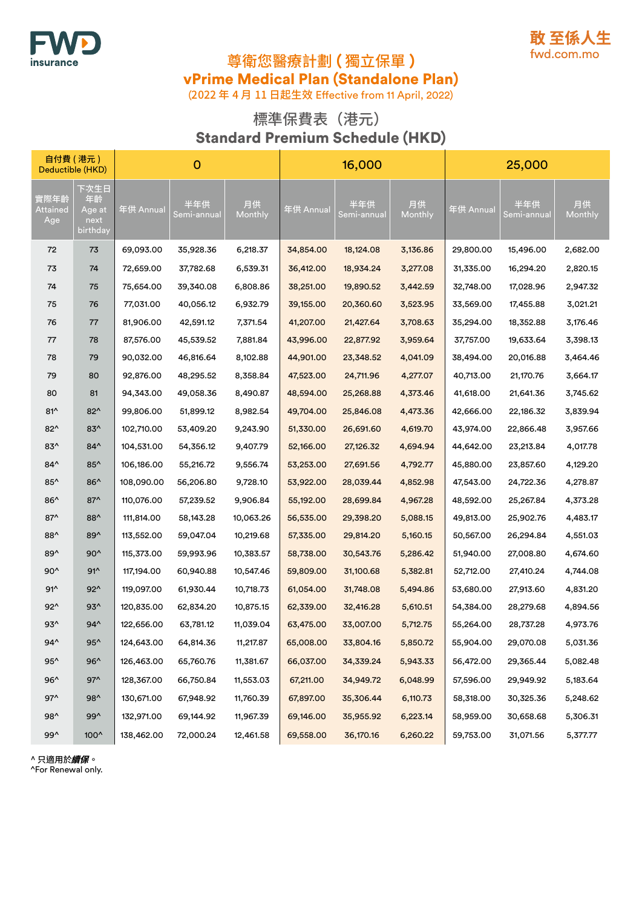敢 至係人生
fwd.com.mo

# 尊衛您醫療計劃（獨立保單）
# vPrime Medical Plan (Standalone Plan)

(2022 年 4 月 11 日起生效 Effective from 11 April, 2022)

## 標準保費表（港元）
## Standard Premium Schedule (HKD)

| 自付費（港元）Deductible (HKD) | | 0 | | | 16,000 | | | 25,000 | | |
|---|---|---|---|---|---|---|---|---|---|---|
| 實際年齡 Attained Age | 下次生日年齡 Age at next birthday | 年供 Annual | 半年供 Semi-annual | 月供 Monthly | 年供 Annual | 半年供 Semi-annual | 月供 Monthly | 年供 Annual | 半年供 Semi-annual | 月供 Monthly |
| 72 | 73 | 69,093.00 | 35,928.36 | 6,218.37 | 34,854.00 | 18,124.08 | 3,136.86 | 29,800.00 | 15,496.00 | 2,682.00 |
| 73 | 74 | 72,659.00 | 37,782.68 | 6,539.31 | 36,412.00 | 18,934.24 | 3,277.08 | 31,335.00 | 16,294.20 | 2,820.15 |
| 74 | 75 | 75,654.00 | 39,340.08 | 6,808.86 | 38,251.00 | 19,890.52 | 3,442.59 | 32,748.00 | 17,028.96 | 2,947.32 |
| 75 | 76 | 77,031.00 | 40,056.12 | 6,932.79 | 39,155.00 | 20,360.60 | 3,523.95 | 33,569.00 | 17,455.88 | 3,021.21 |
| 76 | 77 | 81,906.00 | 42,591.12 | 7,371.54 | 41,207.00 | 21,427.64 | 3,708.63 | 35,294.00 | 18,352.88 | 3,176.46 |
| 77 | 78 | 87,576.00 | 45,539.52 | 7,881.84 | 43,996.00 | 22,877.92 | 3,959.64 | 37,757.00 | 19,633.64 | 3,398.13 |
| 78 | 79 | 90,032.00 | 46,816.64 | 8,102.88 | 44,901.00 | 23,348.52 | 4,041.09 | 38,494.00 | 20,016.88 | 3,464.46 |
| 79 | 80 | 92,876.00 | 48,295.52 | 8,358.84 | 47,523.00 | 24,711.96 | 4,277.07 | 40,713.00 | 21,170.76 | 3,664.17 |
| 80 | 81 | 94,343.00 | 49,058.36 | 8,490.87 | 48,594.00 | 25,268.88 | 4,373.46 | 41,618.00 | 21,641.36 | 3,745.62 |
| 81^ | 82^ | 99,806.00 | 51,899.12 | 8,982.54 | 49,704.00 | 25,846.08 | 4,473.36 | 42,666.00 | 22,186.32 | 3,839.94 |
| 82^ | 83^ | 102,710.00 | 53,409.20 | 9,243.90 | 51,330.00 | 26,691.60 | 4,619.70 | 43,974.00 | 22,866.48 | 3,957.66 |
| 83^ | 84^ | 104,531.00 | 54,356.12 | 9,407.79 | 52,166.00 | 27,126.32 | 4,694.94 | 44,642.00 | 23,213.84 | 4,017.78 |
| 84^ | 85^ | 106,186.00 | 55,216.72 | 9,556.74 | 53,253.00 | 27,691.56 | 4,792.77 | 45,880.00 | 23,857.60 | 4,129.20 |
| 85^ | 86^ | 108,090.00 | 56,206.80 | 9,728.10 | 53,922.00 | 28,039.44 | 4,852.98 | 47,543.00 | 24,722.36 | 4,278.87 |
| 86^ | 87^ | 110,076.00 | 57,239.52 | 9,906.84 | 55,192.00 | 28,699.84 | 4,967.28 | 48,592.00 | 25,267.84 | 4,373.28 |
| 87^ | 88^ | 111,814.00 | 58,143.28 | 10,063.26 | 56,535.00 | 29,398.20 | 5,088.15 | 49,813.00 | 25,902.76 | 4,483.17 |
| 88^ | 89^ | 113,552.00 | 59,047.04 | 10,219.68 | 57,335.00 | 29,814.20 | 5,160.15 | 50,567.00 | 26,294.84 | 4,551.03 |
| 89^ | 90^ | 115,373.00 | 59,993.96 | 10,383.57 | 58,738.00 | 30,543.76 | 5,286.42 | 51,940.00 | 27,008.80 | 4,674.60 |
| 90^ | 91^ | 117,194.00 | 60,940.88 | 10,547.46 | 59,809.00 | 31,100.68 | 5,382.81 | 52,712.00 | 27,410.24 | 4,744.08 |
| 91^ | 92^ | 119,097.00 | 61,930.44 | 10,718.73 | 61,054.00 | 31,748.08 | 5,494.86 | 53,680.00 | 27,913.60 | 4,831.20 |
| 92^ | 93^ | 120,835.00 | 62,834.20 | 10,875.15 | 62,339.00 | 32,416.28 | 5,610.51 | 54,384.00 | 28,279.68 | 4,894.56 |
| 93^ | 94^ | 122,656.00 | 63,781.12 | 11,039.04 | 63,475.00 | 33,007.00 | 5,712.75 | 55,264.00 | 28,737.28 | 4,973.76 |
| 94^ | 95^ | 124,643.00 | 64,814.36 | 11,217.87 | 65,008.00 | 33,804.16 | 5,850.72 | 55,904.00 | 29,070.08 | 5,031.36 |
| 95^ | 96^ | 126,463.00 | 65,760.76 | 11,381.67 | 66,037.00 | 34,339.24 | 5,943.33 | 56,472.00 | 29,365.44 | 5,082.48 |
| 96^ | 97^ | 128,367.00 | 66,750.84 | 11,553.03 | 67,211.00 | 34,949.72 | 6,048.99 | 57,596.00 | 29,949.92 | 5,183.64 |
| 97^ | 98^ | 130,671.00 | 67,948.92 | 11,760.39 | 67,897.00 | 35,306.44 | 6,110.73 | 58,318.00 | 30,325.36 | 5,248.62 |
| 98^ | 99^ | 132,971.00 | 69,144.92 | 11,967.39 | 69,146.00 | 35,955.92 | 6,223.14 | 58,959.00 | 30,658.68 | 5,306.31 |
| 99^ | 100^ | 138,462.00 | 72,000.24 | 12,461.58 | 69,558.00 | 36,170.16 | 6,260.22 | 59,753.00 | 31,071.56 | 5,377.77 |

^ 只適用於***續保***。
^For Renewal only.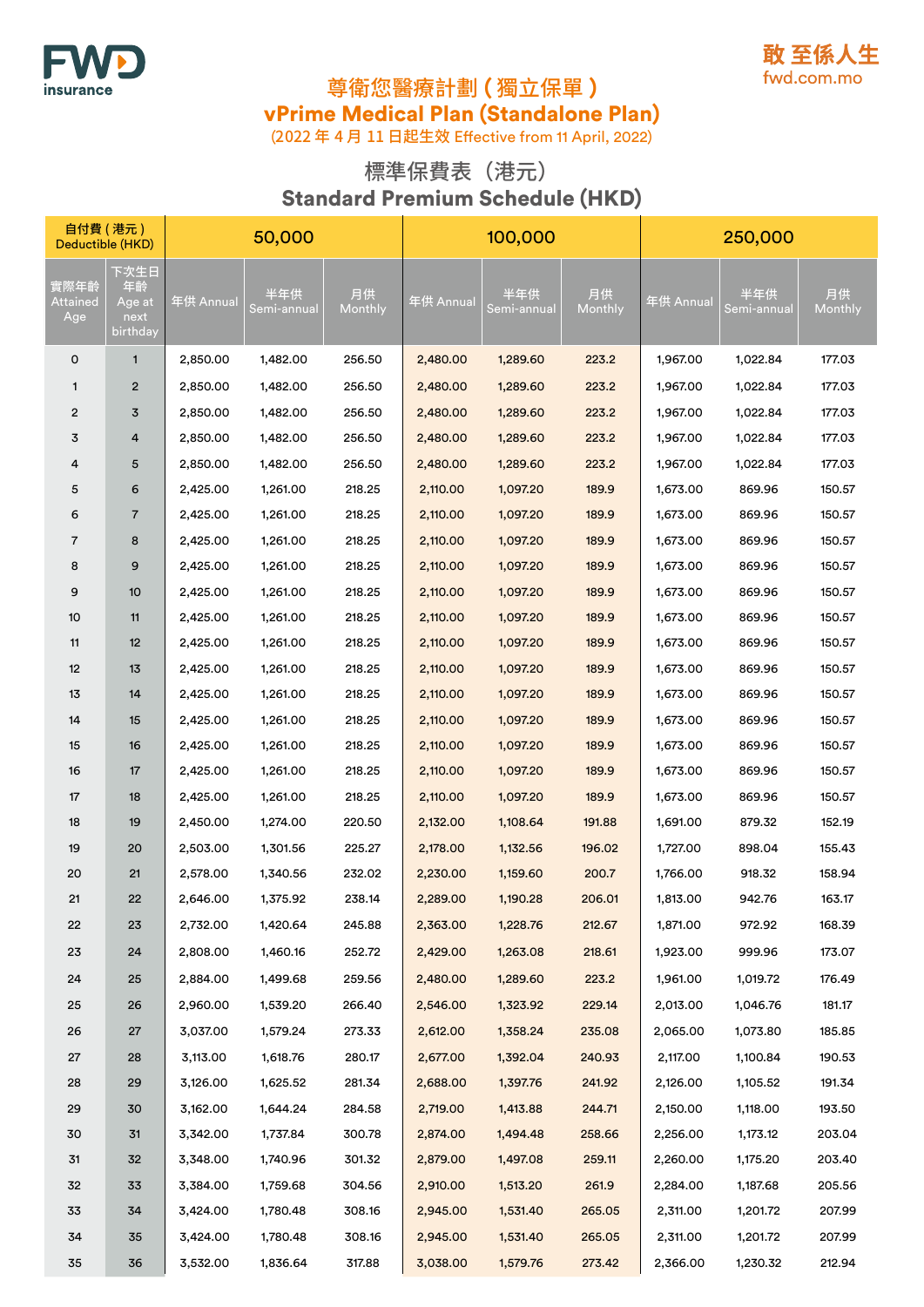FWD insurance

敢 至係人生
fwd.com.mo

# 尊衛您醫療計劃（獨立保單）
# vPrime Medical Plan (Standalone Plan)

(2022 年 4 月 11 日起生效 Effective from 11 April, 2022)

## 標準保費表（港元）
## Standard Premium Schedule (HKD)

| 自付費（港元） Deductible (HKD) | | 50,000 | | | 100,000 | | | 250,000 | | |
|---|---|---|---|---|---|---|---|---|---|---|
| 實際年齡 Attained Age | 下次生日年齡 Age at next birthday | 年供 Annual | 半年供 Semi-annual | 月供 Monthly | 年供 Annual | 半年供 Semi-annual | 月供 Monthly | 年供 Annual | 半年供 Semi-annual | 月供 Monthly |
| 0 | 1 | 2,850.00 | 1,482.00 | 256.50 | 2,480.00 | 1,289.60 | 223.2 | 1,967.00 | 1,022.84 | 177.03 |
| 1 | 2 | 2,850.00 | 1,482.00 | 256.50 | 2,480.00 | 1,289.60 | 223.2 | 1,967.00 | 1,022.84 | 177.03 |
| 2 | 3 | 2,850.00 | 1,482.00 | 256.50 | 2,480.00 | 1,289.60 | 223.2 | 1,967.00 | 1,022.84 | 177.03 |
| 3 | 4 | 2,850.00 | 1,482.00 | 256.50 | 2,480.00 | 1,289.60 | 223.2 | 1,967.00 | 1,022.84 | 177.03 |
| 4 | 5 | 2,850.00 | 1,482.00 | 256.50 | 2,480.00 | 1,289.60 | 223.2 | 1,967.00 | 1,022.84 | 177.03 |
| 5 | 6 | 2,425.00 | 1,261.00 | 218.25 | 2,110.00 | 1,097.20 | 189.9 | 1,673.00 | 869.96 | 150.57 |
| 6 | 7 | 2,425.00 | 1,261.00 | 218.25 | 2,110.00 | 1,097.20 | 189.9 | 1,673.00 | 869.96 | 150.57 |
| 7 | 8 | 2,425.00 | 1,261.00 | 218.25 | 2,110.00 | 1,097.20 | 189.9 | 1,673.00 | 869.96 | 150.57 |
| 8 | 9 | 2,425.00 | 1,261.00 | 218.25 | 2,110.00 | 1,097.20 | 189.9 | 1,673.00 | 869.96 | 150.57 |
| 9 | 10 | 2,425.00 | 1,261.00 | 218.25 | 2,110.00 | 1,097.20 | 189.9 | 1,673.00 | 869.96 | 150.57 |
| 10 | 11 | 2,425.00 | 1,261.00 | 218.25 | 2,110.00 | 1,097.20 | 189.9 | 1,673.00 | 869.96 | 150.57 |
| 11 | 12 | 2,425.00 | 1,261.00 | 218.25 | 2,110.00 | 1,097.20 | 189.9 | 1,673.00 | 869.96 | 150.57 |
| 12 | 13 | 2,425.00 | 1,261.00 | 218.25 | 2,110.00 | 1,097.20 | 189.9 | 1,673.00 | 869.96 | 150.57 |
| 13 | 14 | 2,425.00 | 1,261.00 | 218.25 | 2,110.00 | 1,097.20 | 189.9 | 1,673.00 | 869.96 | 150.57 |
| 14 | 15 | 2,425.00 | 1,261.00 | 218.25 | 2,110.00 | 1,097.20 | 189.9 | 1,673.00 | 869.96 | 150.57 |
| 15 | 16 | 2,425.00 | 1,261.00 | 218.25 | 2,110.00 | 1,097.20 | 189.9 | 1,673.00 | 869.96 | 150.57 |
| 16 | 17 | 2,425.00 | 1,261.00 | 218.25 | 2,110.00 | 1,097.20 | 189.9 | 1,673.00 | 869.96 | 150.57 |
| 17 | 18 | 2,425.00 | 1,261.00 | 218.25 | 2,110.00 | 1,097.20 | 189.9 | 1,673.00 | 869.96 | 150.57 |
| 18 | 19 | 2,450.00 | 1,274.00 | 220.50 | 2,132.00 | 1,108.64 | 191.88 | 1,691.00 | 879.32 | 152.19 |
| 19 | 20 | 2,503.00 | 1,301.56 | 225.27 | 2,178.00 | 1,132.56 | 196.02 | 1,727.00 | 898.04 | 155.43 |
| 20 | 21 | 2,578.00 | 1,340.56 | 232.02 | 2,230.00 | 1,159.60 | 200.7 | 1,766.00 | 918.32 | 158.94 |
| 21 | 22 | 2,646.00 | 1,375.92 | 238.14 | 2,289.00 | 1,190.28 | 206.01 | 1,813.00 | 942.76 | 163.17 |
| 22 | 23 | 2,732.00 | 1,420.64 | 245.88 | 2,363.00 | 1,228.76 | 212.67 | 1,871.00 | 972.92 | 168.39 |
| 23 | 24 | 2,808.00 | 1,460.16 | 252.72 | 2,429.00 | 1,263.08 | 218.61 | 1,923.00 | 999.96 | 173.07 |
| 24 | 25 | 2,884.00 | 1,499.68 | 259.56 | 2,480.00 | 1,289.60 | 223.2 | 1,961.00 | 1,019.72 | 176.49 |
| 25 | 26 | 2,960.00 | 1,539.20 | 266.40 | 2,546.00 | 1,323.92 | 229.14 | 2,013.00 | 1,046.76 | 181.17 |
| 26 | 27 | 3,037.00 | 1,579.24 | 273.33 | 2,612.00 | 1,358.24 | 235.08 | 2,065.00 | 1,073.80 | 185.85 |
| 27 | 28 | 3,113.00 | 1,618.76 | 280.17 | 2,677.00 | 1,392.04 | 240.93 | 2,117.00 | 1,100.84 | 190.53 |
| 28 | 29 | 3,126.00 | 1,625.52 | 281.34 | 2,688.00 | 1,397.76 | 241.92 | 2,126.00 | 1,105.52 | 191.34 |
| 29 | 30 | 3,162.00 | 1,644.24 | 284.58 | 2,719.00 | 1,413.88 | 244.71 | 2,150.00 | 1,118.00 | 193.50 |
| 30 | 31 | 3,342.00 | 1,737.84 | 300.78 | 2,874.00 | 1,494.48 | 258.66 | 2,256.00 | 1,173.12 | 203.04 |
| 31 | 32 | 3,348.00 | 1,740.96 | 301.32 | 2,879.00 | 1,497.08 | 259.11 | 2,260.00 | 1,175.20 | 203.40 |
| 32 | 33 | 3,384.00 | 1,759.68 | 304.56 | 2,910.00 | 1,513.20 | 261.9 | 2,284.00 | 1,187.68 | 205.56 |
| 33 | 34 | 3,424.00 | 1,780.48 | 308.16 | 2,945.00 | 1,531.40 | 265.05 | 2,311.00 | 1,201.72 | 207.99 |
| 34 | 35 | 3,424.00 | 1,780.48 | 308.16 | 2,945.00 | 1,531.40 | 265.05 | 2,311.00 | 1,201.72 | 207.99 |
| 35 | 36 | 3,532.00 | 1,836.64 | 317.88 | 3,038.00 | 1,579.76 | 273.42 | 2,366.00 | 1,230.32 | 212.94 |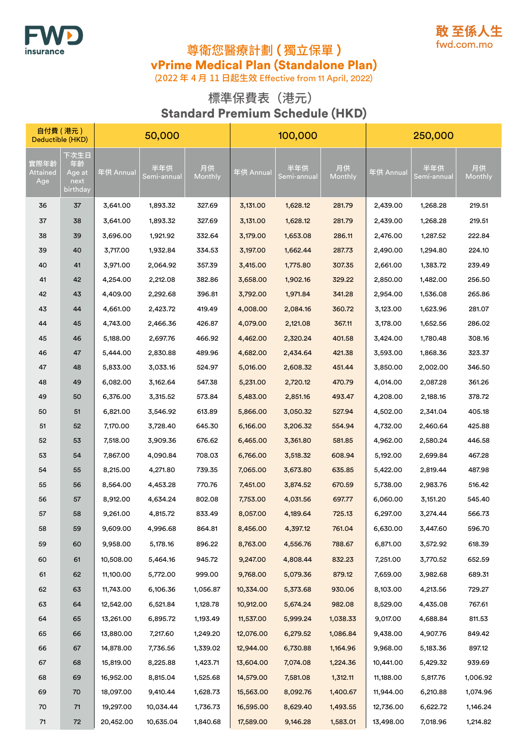FWD insurance

敢 至係人生
fwd.com.mo

# 尊衛您醫療計劃（獨立保單）
# vPrime Medical Plan (Standalone Plan)

(2022 年 4 月 11 日起生效 Effective from 11 April, 2022)

## 標準保費表（港元）
## Standard Premium Schedule (HKD)

| 自付費（港元）Deductible (HKD) | | 50,000 | | | 100,000 | | | 250,000 | | |
|---|---|---|---|---|---|---|---|---|---|---|
| 實際年齡 Attained Age | 下次生日年齡 Age at next birthday | 年供 Annual | 半年供 Semi-annual | 月供 Monthly | 年供 Annual | 半年供 Semi-annual | 月供 Monthly | 年供 Annual | 半年供 Semi-annual | 月供 Monthly |
| 36 | 37 | 3,641.00 | 1,893.32 | 327.69 | 3,131.00 | 1,628.12 | 281.79 | 2,439.00 | 1,268.28 | 219.51 |
| 37 | 38 | 3,641.00 | 1,893.32 | 327.69 | 3,131.00 | 1,628.12 | 281.79 | 2,439.00 | 1,268.28 | 219.51 |
| 38 | 39 | 3,696.00 | 1,921.92 | 332.64 | 3,179.00 | 1,653.08 | 286.11 | 2,476.00 | 1,287.52 | 222.84 |
| 39 | 40 | 3,717.00 | 1,932.84 | 334.53 | 3,197.00 | 1,662.44 | 287.73 | 2,490.00 | 1,294.80 | 224.10 |
| 40 | 41 | 3,971.00 | 2,064.92 | 357.39 | 3,415.00 | 1,775.80 | 307.35 | 2,661.00 | 1,383.72 | 239.49 |
| 41 | 42 | 4,254.00 | 2,212.08 | 382.86 | 3,658.00 | 1,902.16 | 329.22 | 2,850.00 | 1,482.00 | 256.50 |
| 42 | 43 | 4,409.00 | 2,292.68 | 396.81 | 3,792.00 | 1,971.84 | 341.28 | 2,954.00 | 1,536.08 | 265.86 |
| 43 | 44 | 4,661.00 | 2,423.72 | 419.49 | 4,008.00 | 2,084.16 | 360.72 | 3,123.00 | 1,623.96 | 281.07 |
| 44 | 45 | 4,743.00 | 2,466.36 | 426.87 | 4,079.00 | 2,121.08 | 367.11 | 3,178.00 | 1,652.56 | 286.02 |
| 45 | 46 | 5,188.00 | 2,697.76 | 466.92 | 4,462.00 | 2,320.24 | 401.58 | 3,424.00 | 1,780.48 | 308.16 |
| 46 | 47 | 5,444.00 | 2,830.88 | 489.96 | 4,682.00 | 2,434.64 | 421.38 | 3,593.00 | 1,868.36 | 323.37 |
| 47 | 48 | 5,833.00 | 3,033.16 | 524.97 | 5,016.00 | 2,608.32 | 451.44 | 3,850.00 | 2,002.00 | 346.50 |
| 48 | 49 | 6,082.00 | 3,162.64 | 547.38 | 5,231.00 | 2,720.12 | 470.79 | 4,014.00 | 2,087.28 | 361.26 |
| 49 | 50 | 6,376.00 | 3,315.52 | 573.84 | 5,483.00 | 2,851.16 | 493.47 | 4,208.00 | 2,188.16 | 378.72 |
| 50 | 51 | 6,821.00 | 3,546.92 | 613.89 | 5,866.00 | 3,050.32 | 527.94 | 4,502.00 | 2,341.04 | 405.18 |
| 51 | 52 | 7,170.00 | 3,728.40 | 645.30 | 6,166.00 | 3,206.32 | 554.94 | 4,732.00 | 2,460.64 | 425.88 |
| 52 | 53 | 7,518.00 | 3,909.36 | 676.62 | 6,465.00 | 3,361.80 | 581.85 | 4,962.00 | 2,580.24 | 446.58 |
| 53 | 54 | 7,867.00 | 4,090.84 | 708.03 | 6,766.00 | 3,518.32 | 608.94 | 5,192.00 | 2,699.84 | 467.28 |
| 54 | 55 | 8,215.00 | 4,271.80 | 739.35 | 7,065.00 | 3,673.80 | 635.85 | 5,422.00 | 2,819.44 | 487.98 |
| 55 | 56 | 8,564.00 | 4,453.28 | 770.76 | 7,451.00 | 3,874.52 | 670.59 | 5,738.00 | 2,983.76 | 516.42 |
| 56 | 57 | 8,912.00 | 4,634.24 | 802.08 | 7,753.00 | 4,031.56 | 697.77 | 6,060.00 | 3,151.20 | 545.40 |
| 57 | 58 | 9,261.00 | 4,815.72 | 833.49 | 8,057.00 | 4,189.64 | 725.13 | 6,297.00 | 3,274.44 | 566.73 |
| 58 | 59 | 9,609.00 | 4,996.68 | 864.81 | 8,456.00 | 4,397.12 | 761.04 | 6,630.00 | 3,447.60 | 596.70 |
| 59 | 60 | 9,958.00 | 5,178.16 | 896.22 | 8,763.00 | 4,556.76 | 788.67 | 6,871.00 | 3,572.92 | 618.39 |
| 60 | 61 | 10,508.00 | 5,464.16 | 945.72 | 9,247.00 | 4,808.44 | 832.23 | 7,251.00 | 3,770.52 | 652.59 |
| 61 | 62 | 11,100.00 | 5,772.00 | 999.00 | 9,768.00 | 5,079.36 | 879.12 | 7,659.00 | 3,982.68 | 689.31 |
| 62 | 63 | 11,743.00 | 6,106.36 | 1,056.87 | 10,334.00 | 5,373.68 | 930.06 | 8,103.00 | 4,213.56 | 729.27 |
| 63 | 64 | 12,542.00 | 6,521.84 | 1,128.78 | 10,912.00 | 5,674.24 | 982.08 | 8,529.00 | 4,435.08 | 767.61 |
| 64 | 65 | 13,261.00 | 6,895.72 | 1,193.49 | 11,537.00 | 5,999.24 | 1,038.33 | 9,017.00 | 4,688.84 | 811.53 |
| 65 | 66 | 13,880.00 | 7,217.60 | 1,249.20 | 12,076.00 | 6,279.52 | 1,086.84 | 9,438.00 | 4,907.76 | 849.42 |
| 66 | 67 | 14,878.00 | 7,736.56 | 1,339.02 | 12,944.00 | 6,730.88 | 1,164.96 | 9,968.00 | 5,183.36 | 897.12 |
| 67 | 68 | 15,819.00 | 8,225.88 | 1,423.71 | 13,604.00 | 7,074.08 | 1,224.36 | 10,441.00 | 5,429.32 | 939.69 |
| 68 | 69 | 16,952.00 | 8,815.04 | 1,525.68 | 14,579.00 | 7,581.08 | 1,312.11 | 11,188.00 | 5,817.76 | 1,006.92 |
| 69 | 70 | 18,097.00 | 9,410.44 | 1,628.73 | 15,563.00 | 8,092.76 | 1,400.67 | 11,944.00 | 6,210.88 | 1,074.96 |
| 70 | 71 | 19,297.00 | 10,034.44 | 1,736.73 | 16,595.00 | 8,629.40 | 1,493.55 | 12,736.00 | 6,622.72 | 1,146.24 |
| 71 | 72 | 20,452.00 | 10,635.04 | 1,840.68 | 17,589.00 | 9,146.28 | 1,583.01 | 13,498.00 | 7,018.96 | 1,214.82 |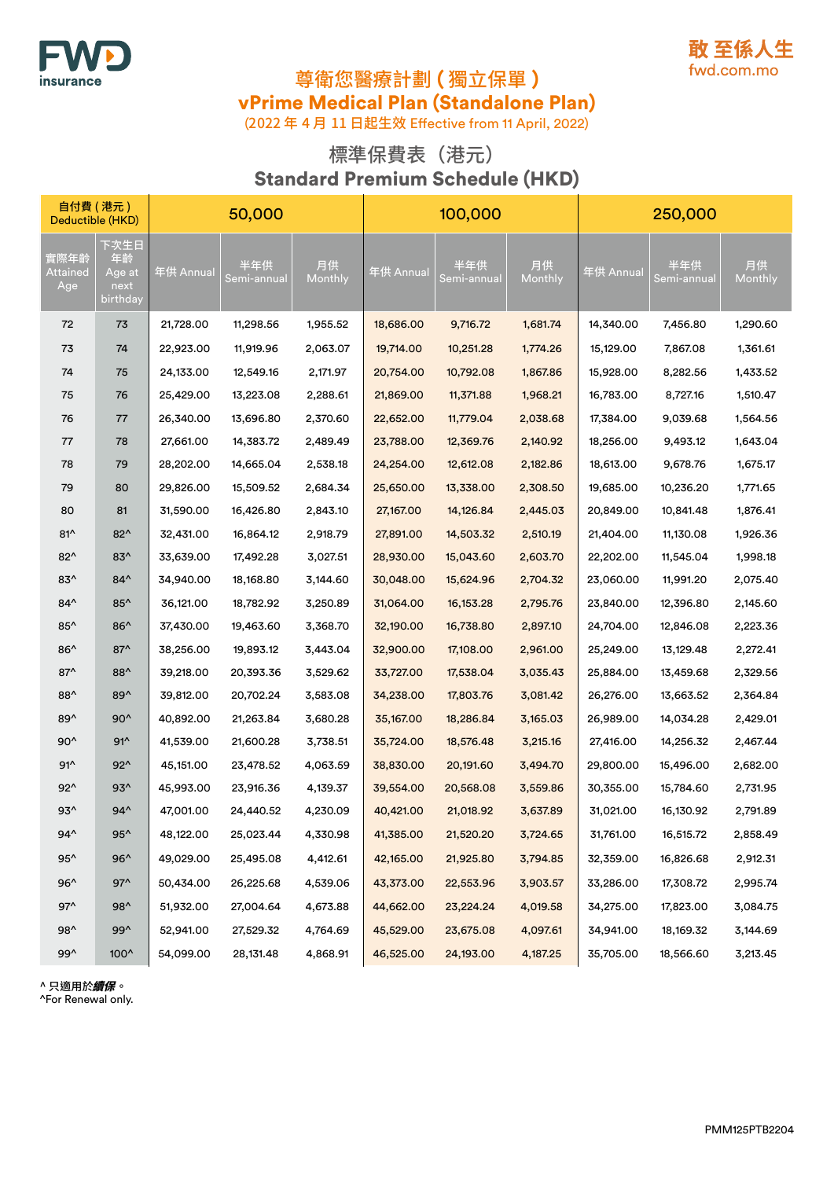FWD insurance

敢 至係人生
fwd.com.mo

# 尊衛您醫療計劃（獨立保單）
# vPrime Medical Plan (Standalone Plan)

(2022 年 4 月 11 日起生效 Effective from 11 April, 2022)

## 標準保費表（港元）
## Standard Premium Schedule (HKD)

| 自付費（港元）Deductible (HKD) | | 50,000 | | | 100,000 | | | 250,000 | | |
|---|---|---|---|---|---|---|---|---|---|---|
| 實際年齡 Attained Age | 下次生日年齡 Age at next birthday | 年供 Annual | 半年供 Semi-annual | 月供 Monthly | 年供 Annual | 半年供 Semi-annual | 月供 Monthly | 年供 Annual | 半年供 Semi-annual | 月供 Monthly |
| 72 | 73 | 21,728.00 | 11,298.56 | 1,955.52 | 18,686.00 | 9,716.72 | 1,681.74 | 14,340.00 | 7,456.80 | 1,290.60 |
| 73 | 74 | 22,923.00 | 11,919.96 | 2,063.07 | 19,714.00 | 10,251.28 | 1,774.26 | 15,129.00 | 7,867.08 | 1,361.61 |
| 74 | 75 | 24,133.00 | 12,549.16 | 2,171.97 | 20,754.00 | 10,792.08 | 1,867.86 | 15,928.00 | 8,282.56 | 1,433.52 |
| 75 | 76 | 25,429.00 | 13,223.08 | 2,288.61 | 21,869.00 | 11,371.88 | 1,968.21 | 16,783.00 | 8,727.16 | 1,510.47 |
| 76 | 77 | 26,340.00 | 13,696.80 | 2,370.60 | 22,652.00 | 11,779.04 | 2,038.68 | 17,384.00 | 9,039.68 | 1,564.56 |
| 77 | 78 | 27,661.00 | 14,383.72 | 2,489.49 | 23,788.00 | 12,369.76 | 2,140.92 | 18,256.00 | 9,493.12 | 1,643.04 |
| 78 | 79 | 28,202.00 | 14,665.04 | 2,538.18 | 24,254.00 | 12,612.08 | 2,182.86 | 18,613.00 | 9,678.76 | 1,675.17 |
| 79 | 80 | 29,826.00 | 15,509.52 | 2,684.34 | 25,650.00 | 13,338.00 | 2,308.50 | 19,685.00 | 10,236.20 | 1,771.65 |
| 80 | 81 | 31,590.00 | 16,426.80 | 2,843.10 | 27,167.00 | 14,126.84 | 2,445.03 | 20,849.00 | 10,841.48 | 1,876.41 |
| 81^ | 82^ | 32,431.00 | 16,864.12 | 2,918.79 | 27,891.00 | 14,503.32 | 2,510.19 | 21,404.00 | 11,130.08 | 1,926.36 |
| 82^ | 83^ | 33,639.00 | 17,492.28 | 3,027.51 | 28,930.00 | 15,043.60 | 2,603.70 | 22,202.00 | 11,545.04 | 1,998.18 |
| 83^ | 84^ | 34,940.00 | 18,168.80 | 3,144.60 | 30,048.00 | 15,624.96 | 2,704.32 | 23,060.00 | 11,991.20 | 2,075.40 |
| 84^ | 85^ | 36,121.00 | 18,782.92 | 3,250.89 | 31,064.00 | 16,153.28 | 2,795.76 | 23,840.00 | 12,396.80 | 2,145.60 |
| 85^ | 86^ | 37,430.00 | 19,463.60 | 3,368.70 | 32,190.00 | 16,738.80 | 2,897.10 | 24,704.00 | 12,846.08 | 2,223.36 |
| 86^ | 87^ | 38,256.00 | 19,893.12 | 3,443.04 | 32,900.00 | 17,108.00 | 2,961.00 | 25,249.00 | 13,129.48 | 2,272.41 |
| 87^ | 88^ | 39,218.00 | 20,393.36 | 3,529.62 | 33,727.00 | 17,538.04 | 3,035.43 | 25,884.00 | 13,459.68 | 2,329.56 |
| 88^ | 89^ | 39,812.00 | 20,702.24 | 3,583.08 | 34,238.00 | 17,803.76 | 3,081.42 | 26,276.00 | 13,663.52 | 2,364.84 |
| 89^ | 90^ | 40,892.00 | 21,263.84 | 3,680.28 | 35,167.00 | 18,286.84 | 3,165.03 | 26,989.00 | 14,034.28 | 2,429.01 |
| 90^ | 91^ | 41,539.00 | 21,600.28 | 3,738.51 | 35,724.00 | 18,576.48 | 3,215.16 | 27,416.00 | 14,256.32 | 2,467.44 |
| 91^ | 92^ | 45,151.00 | 23,478.52 | 4,063.59 | 38,830.00 | 20,191.60 | 3,494.70 | 29,800.00 | 15,496.00 | 2,682.00 |
| 92^ | 93^ | 45,993.00 | 23,916.36 | 4,139.37 | 39,554.00 | 20,568.08 | 3,559.86 | 30,355.00 | 15,784.60 | 2,731.95 |
| 93^ | 94^ | 47,001.00 | 24,440.52 | 4,230.09 | 40,421.00 | 21,018.92 | 3,637.89 | 31,021.00 | 16,130.92 | 2,791.89 |
| 94^ | 95^ | 48,122.00 | 25,023.44 | 4,330.98 | 41,385.00 | 21,520.20 | 3,724.65 | 31,761.00 | 16,515.72 | 2,858.49 |
| 95^ | 96^ | 49,029.00 | 25,495.08 | 4,412.61 | 42,165.00 | 21,925.80 | 3,794.85 | 32,359.00 | 16,826.68 | 2,912.31 |
| 96^ | 97^ | 50,434.00 | 26,225.68 | 4,539.06 | 43,373.00 | 22,553.96 | 3,903.57 | 33,286.00 | 17,308.72 | 2,995.74 |
| 97^ | 98^ | 51,932.00 | 27,004.64 | 4,673.88 | 44,662.00 | 23,224.24 | 4,019.58 | 34,275.00 | 17,823.00 | 3,084.75 |
| 98^ | 99^ | 52,941.00 | 27,529.32 | 4,764.69 | 45,529.00 | 23,675.08 | 4,097.61 | 34,941.00 | 18,169.32 | 3,144.69 |
| 99^ | 100^ | 54,099.00 | 28,131.48 | 4,868.91 | 46,525.00 | 24,193.00 | 4,187.25 | 35,705.00 | 18,566.60 | 3,213.45 |

^ 只適用於***續保***。
^For Renewal only.

PMM125PTB2204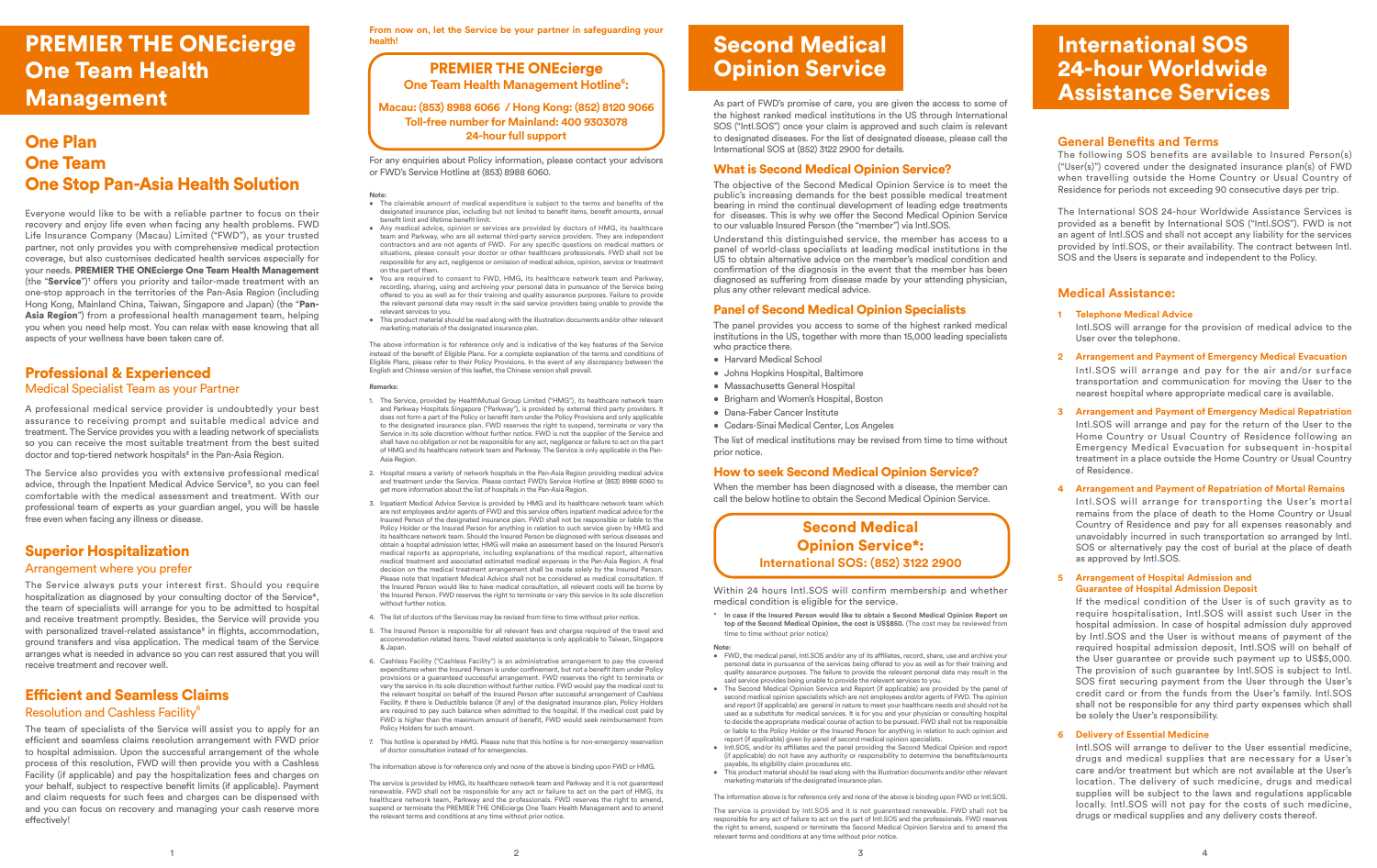# PREMIER THE ONEcierge One Team Health Management

## One Plan
## One Team
## One Stop Pan-Asia Health Solution

Everyone would like to be with a reliable partner to focus on their recovery and enjoy life even when facing any health problems. FWD Life Insurance Company (Macau) Limited ("FWD"), as your trusted partner, not only provides you with comprehensive medical protection coverage, but also customises dedicated health services especially for your needs. **PREMIER THE ONEcierge One Team Health Management** (the "**Service**")[1] offers you priority and tailor-made treatment with an one-stop approach in the territories of the Pan-Asia Region (including Hong Kong, Mainland China, Taiwan, Singapore and Japan) (the "**Pan-Asia Region**") from a professional health management team, helping you when you need help most. You can relax with ease knowing that all aspects of your wellness have been taken care of.

## Professional & Experienced
### Medical Specialist Team as your Partner

A professional medical service provider is undoubtedly your best assurance to receiving prompt and suitable medical advice and treatment. The Service provides you with a leading network of specialists so you can receive the most suitable treatment from the best suited doctor and top-tiered network hospitals[2] in the Pan-Asia Region.

The Service also provides you with extensive professional medical advice, through the Inpatient Medical Advice Service[3], so you can feel comfortable with the medical assessment and treatment. With our professional team of experts as your guardian angel, you will be hassle free even when facing any illness or disease.

## Superior Hospitalization
### Arrangement where you prefer

The Service always puts your interest first. Should you require hospitalization as diagnosed by your consulting doctor of the Service[4], the team of specialists will arrange for you to be admitted to hospital and receive treatment promptly. Besides, the Service will provide you with personalized travel-related assistance[5] in flights, accommodation, ground transfers and visa application. The medical team of the Service arranges what is needed in advance so you can rest assured that you will receive treatment and recover well.

## Efficient and Seamless Claims
### Resolution and Cashless Facility[6]

The team of specialists of the Service will assist you to apply for an efficient and seamless claims resolution arrangement with FWD prior to hospital admission. Upon the successful arrangement of the whole process of this resolution, FWD will then provide you with a Cashless Facility (if applicable) and pay the hospitalization fees and charges on your behalf, subject to respective benefit limits (if applicable). Payment and claim requests for such fees and charges can be dispensed with and you can focus on recovery and managing your cash reserve more effectively!

**From now on, let the Service be your partner in safeguarding your health!**

**PREMIER THE ONEcierge**
**One Team Health Management Hotline[6]:**

**Macau: (853) 8988 6066 / Hong Kong: (852) 8120 9066**
**Toll-free number for Mainland: 400 9303078**
**24-hour full support**

For any enquiries about Policy information, please contact your advisors or FWD's Service Hotline at (853) 8988 6060.

**Note:**

- The claimable amount of medical expenditure is subject to the terms and benefits of the designated insurance plan, including but not limited to benefit items, benefit amounts, annual benefit limit and lifetime benefit limit.
- Any medical advice, opinion or services are provided by doctors of HMG, its healthcare team and Parkway, who are all external third-party service providers. They are independent contractors and are not agents of FWD. For any specific questions on medical matters or situations, please consult your doctor or other healthcare professionals. FWD shall not be responsible for any act, negligence or omission of medical advice, opinion, service or treatment on the part of them.
- You are required to consent to FWD, HMG, its healthcare network team and Parkway, recording, sharing, using and archiving your personal data in pursuance of the Service being offered to you as well as for their training and quality assurance purposes. Failure to provide the relevant personal data may result in the said service providers being unable to provide the relevant services to you.
- This product material should be read along with the illustration documents and/or other relevant marketing materials of the designated insurance plan.

The above information is for reference only and is indicative of the key features of the Service instead of the benefit of Eligible Plans. For a complete explanation of the terms and conditions of Eligible Plans, please refer to their Policy Provisions. In the event of any discrepancy between the English and Chinese version of this leaflet, the Chinese version shall prevail.

**Remarks:**

1. The Service, provided by HealthMutual Group Limited ("HMG"), its healthcare network team and Parkway Hospitals Singapore ("Parkway"), is provided by external third party providers. It does not form a part of the Policy or benefit item under the Policy Provisions and only applicable to the designated insurance plan. FWD reserves the right to suspend, terminate or vary the Service in its sole discretion without further notice. FWD is not the supplier of the Service and shall have no obligation or not be responsible for any act, negligence or failure to act on the part of HMG and its healthcare network team and Parkway. The Service is only applicable in the Pan-Asia Region.
2. Hospital means a variety of network hospitals in the Pan-Asia Region providing medical advice and treatment under the Service. Please contact FWD's Service Hotline at (853) 8988 6060 to get more information about the list of hospitals in the Pan-Asia Region.
3. Inpatient Medical Advice Service is provided by HMG and its healthcare network team which are not employees and/or agents of FWD and this service offers inpatient medical advice for the Insured Person of the designated insurance plan. FWD shall not be responsible or liable to the Policy Holder or the Insured Person for anything in relation to such service given by HMG and its healthcare network team. Should the Insured Person be diagnosed with serious diseases and obtain a hospital admission letter, HMG will make an assessment based on the Insured Person's medical reports as appropriate, including explanations of the medical report, alternative medical treatment and associated estimated medical expenses in the Pan-Asia Region. A final decision on the medical treatment arrangement shall be made solely by the Insured Person. Please note that Inpatient Medical Advice shall not be considered as medical consultation. If the Insured Person would like to have medical consultation, all relevant costs will be borne by the Insured Person. FWD reserves the right to terminate or vary this service in its sole discretion without further notice.
4. The list of doctors of the Services may be revised from time to time without prior notice.
5. The Insured Person is responsible for all relevant fees and charges required of the travel and accommodation related items. Travel related assistance is only applicable to Taiwan, Singapore & Japan.
6. Cashless Facility ("Cashless Facility") is an administrative arrangement to pay the covered expenditures when the Insured Person is under confinement, but not a benefit item under Policy provisions or a guaranteed successful arrangement. FWD reserves the right to terminate or vary the service in its sole discretion without further notice. FWD would pay the medical cost to the relevant hospital on behalf of the Insured Person after successful arrangement of Cashless Facility. If there is Deductible balance (if any) of the designated insurance plan, Policy Holders are required to pay such balance when admitted to the hospital. If the medical cost paid by FWD is higher than the maximum amount of benefit, FWD would seek reimbursement from Policy Holders for such amount.
7. This hotline is operated by HMG. Please note that this hotline is for non-emergency reservation of doctor consultation instead of for emergencies.

The information above is for reference only and none of the above is binding upon FWD or HMG.

The service is provided by HMG, its healthcare network team and Parkway and it is not guaranteed renewable. FWD shall not be responsible for any act or failure to act on the part of HMG, its healthcare network team, Parkway and the professionals. FWD reserves the right to amend, suspend or terminate the PREMIER THE ONEcierge One Team Health Management and to amend the relevant terms and conditions at any time without prior notice.

# Second Medical Opinion Service

As part of FWD's promise of care, you are given the access to some of the highest ranked medical institutions in the US through International SOS ("Intl.SOS") once your claim is approved and such claim is relevant to designated diseases. For the list of designated disease, please call the International SOS at (852) 3122 2900 for details.

## What is Second Medical Opinion Service?

The objective of the Second Medical Opinion Service is to meet the public's increasing demands for the best possible medical treatment bearing in mind the continual development of leading edge treatments for diseases. This is why we offer the Second Medical Opinion Service to our valuable Insured Person (the "member") via Intl.SOS.

Understand this distinguished service, the member has access to a panel of world-class specialists at leading medical institutions in the US to obtain alternative advice on the member's medical condition and confirmation of the diagnosis in the event that the member has been diagnosed as suffering from disease made by your attending physician, plus any other relevant medical advice.

## Panel of Second Medical Opinion Specialists

The panel provides you access to some of the highest ranked medical institutions in the US, together with more than 15,000 leading specialists who practice there.

- Harvard Medical School
- Johns Hopkins Hospital, Baltimore
- Massachusetts General Hospital
- Brigham and Women's Hospital, Boston
- Dana-Faber Cancer Institute
- Cedars-Sinai Medical Center, Los Angeles

The list of medical institutions may be revised from time to time without prior notice.

## How to seek Second Medical Opinion Service?

When the member has been diagnosed with a disease, the member can call the below hotline to obtain the Second Medical Opinion Service.

**Second Medical Opinion Service\*:**
**International SOS: (852) 3122 2900**

Within 24 hours Intl.SOS will confirm membership and whether medical condition is eligible for the service.

\* **In case if the Insured Person would like to obtain a Second Medical Opinion Report on top of the Second Medical Opinion, the cost is US$850.** (The cost may be reviewed from time to time without prior notice)

**Note:**

- FWD, the medical panel, Intl.SOS and/or any of its affiliates, record, share, use and archive your personal data in pursuance of the services being offered to you as well as for their training and quality assurance purposes. The failure to provide the relevant personal data may result in the said service provides being unable to provide the relevant services to you.
- The Second Medical Opinion Service and Report (if applicable) are provided by the panel of second medical opinion specialists which are not employees and/or agents of FWD. The opinion and report (if applicable) are general in nature to meet your healthcare needs and should not be used as a substitute for medical services. It is for you and your physician or consulting hospital to decide the appropriate medical course of action to be pursued. FWD shall not be responsible or liable to the Policy Holder or the Insured Person for anything in relation to such opinion and report (if applicable) given by panel of second medical opinion specialists.
- Intl.SOS, and/or its affiliates and the panel providing the Second Medical Opinion and report (if applicable) do not have any authority or responsibility to determine the benefits/amounts payable, its eligibility claim procedures etc.
- This product material should be read along with the illustration documents and/or other relevant marketing materials of the designated insurance plan.

The information above is for reference only and none of the above is binding upon FWD or Intl.SOS.

The service is provided by Intl.SOS and it is not guaranteed renewable. FWD shall not be responsible for any act of failure to act on the part of Intl.SOS and the professionals. FWD reserves the right to amend, suspend or terminate the Second Medical Opinion Service and to amend the relevant terms and conditions at any time without prior notice.

# International SOS 24-hour Worldwide Assistance Services

## General Benefits and Terms

The following SOS benefits are available to Insured Person(s) ("User(s)") covered under the designated insurance plan(s) of FWD when travelling outside the Home Country or Usual Country of Residence for periods not exceeding 90 consecutive days per trip.

The International SOS 24-hour Worldwide Assistance Services is provided as a benefit by International SOS ("Intl.SOS"). FWD is not an agent of Intl.SOS and shall not accept any liability for the services provided by Intl.SOS, or their availability. The contract between Intl. SOS and the Users is separate and independent to the Policy.

## Medical Assistance:

1. **Telephone Medical Advice**
   Intl.SOS will arrange for the provision of medical advice to the User over the telephone.
2. **Arrangement and Payment of Emergency Medical Evacuation**
   Intl.SOS will arrange and pay for the air and/or surface transportation and communication for moving the User to the nearest hospital where appropriate medical care is available.
3. **Arrangement and Payment of Emergency Medical Repatriation**
   Intl.SOS will arrange and pay for the return of the User to the Home Country or Usual Country of Residence following an Emergency Medical Evacuation for subsequent in-hospital treatment in a place outside the Home Country or Usual Country of Residence.
4. **Arrangement and Payment of Repatriation of Mortal Remains**
   Intl.SOS will arrange for transporting the User's mortal remains from the place of death to the Home Country or Usual Country of Residence and pay for all expenses reasonably and unavoidably incurred in such transportation so arranged by Intl. SOS or alternatively pay the cost of burial at the place of death as approved by Intl.SOS.
5. **Arrangement of Hospital Admission and Guarantee of Hospital Admission Deposit**
   If the medical condition of the User is of such gravity as to require hospitalisation, Intl.SOS will assist such User in the hospital admission. In case of hospital admission duly approved by Intl.SOS and the User is without means of payment of the required hospital admission deposit, Intl.SOS will on behalf of the User guarantee or provide such payment up to US$5,000. The provision of such guarantee by Intl.SOS is subject to Intl. SOS first securing payment from the User through the User's credit card or from the funds from the User's family. Intl.SOS shall not be responsible for any third party expenses which shall be solely the User's responsibility.
6. **Delivery of Essential Medicine**
   Intl.SOS will arrange to deliver to the User essential medicine, drugs and medical supplies that are necessary for a User's care and/or treatment but which are not available at the User's location. The delivery of such medicine, drugs and medical supplies will be subject to the laws and regulations applicable locally. Intl.SOS will not pay for the costs of such medicine, drugs or medical supplies and any delivery costs thereof.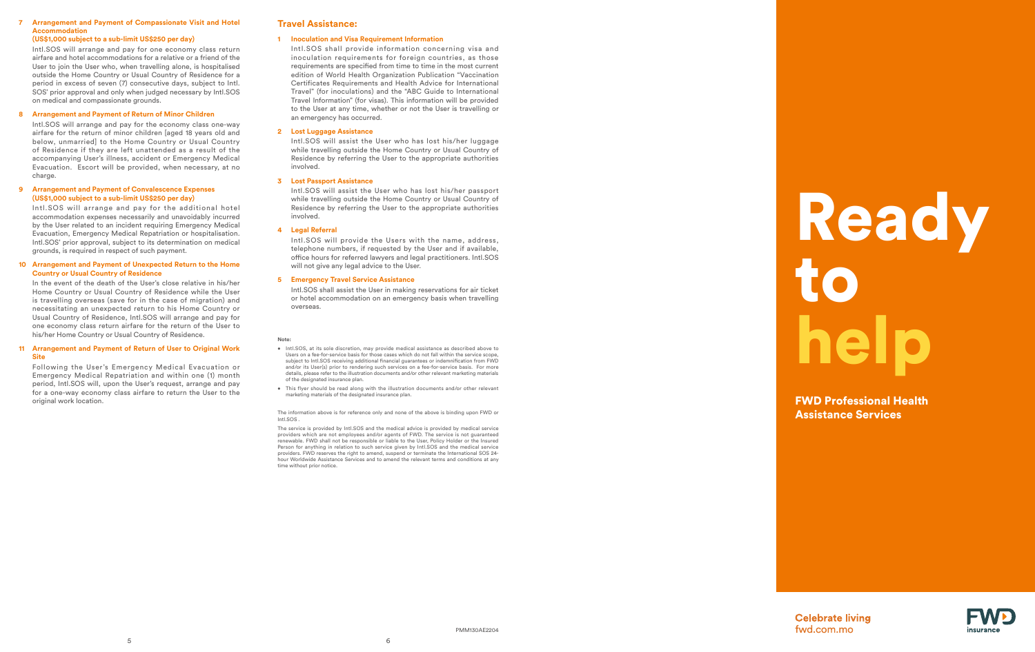**7 Arrangement and Payment of Compassionate Visit and Hotel Accommodation**
**(US$1,000 subject to a sub-limit US$250 per day)**

Intl.SOS will arrange and pay for one economy class return airfare and hotel accommodations for a relative or a friend of the User to join the User who, when travelling alone, is hospitalised outside the Home Country or Usual Country of Residence for a period in excess of seven (7) consecutive days, subject to Intl. SOS' prior approval and only when judged necessary by Intl.SOS on medical and compassionate grounds.

**8 Arrangement and Payment of Return of Minor Children**

Intl.SOS will arrange and pay for the economy class one-way airfare for the return of minor children [aged 18 years old and below, unmarried] to the Home Country or Usual Country of Residence if they are left unattended as a result of the accompanying User's illness, accident or Emergency Medical Evacuation. Escort will be provided, when necessary, at no charge.

**9 Arrangement and Payment of Convalescence Expenses**
**(US$1,000 subject to a sub-limit US$250 per day)**

Intl.SOS will arrange and pay for the additional hotel accommodation expenses necessarily and unavoidably incurred by the User related to an incident requiring Emergency Medical Evacuation, Emergency Medical Repatriation or hospitalisation. Intl.SOS' prior approval, subject to its determination on medical grounds, is required in respect of such payment.

**10 Arrangement and Payment of Unexpected Return to the Home Country or Usual Country of Residence**

In the event of the death of the User's close relative in his/her Home Country or Usual Country of Residence while the User is travelling overseas (save for in the case of migration) and necessitating an unexpected return to his Home Country or Usual Country of Residence, Intl.SOS will arrange and pay for one economy class return airfare for the return of the User to his/her Home Country or Usual Country of Residence.

**11 Arrangement and Payment of Return of User to Original Work Site**

Following the User's Emergency Medical Evacuation or Emergency Medical Repatriation and within one (1) month period, Intl.SOS will, upon the User's request, arrange and pay for a one-way economy class airfare to return the User to the original work location.

## Travel Assistance:

**1 Inoculation and Visa Requirement Information**

Intl.SOS shall provide information concerning visa and inoculation requirements for foreign countries, as those requirements are specified from time to time in the most current edition of World Health Organization Publication "Vaccination Certificates Requirements and Health Advice for International Travel" (for inoculations) and the "ABC Guide to International Travel Information" (for visas). This information will be provided to the User at any time, whether or not the User is travelling or an emergency has occurred.

**2 Lost Luggage Assistance**

Intl.SOS will assist the User who has lost his/her luggage while travelling outside the Home Country or Usual Country of Residence by referring the User to the appropriate authorities involved.

**3 Lost Passport Assistance**

Intl.SOS will assist the User who has lost his/her passport while travelling outside the Home Country or Usual Country of Residence by referring the User to the appropriate authorities involved.

**4 Legal Referral**

Intl.SOS will provide the Users with the name, address, telephone numbers, if requested by the User and if available, office hours for referred lawyers and legal practitioners. Intl.SOS will not give any legal advice to the User.

**5 Emergency Travel Service Assistance**

Intl.SOS shall assist the User in making reservations for air ticket or hotel accommodation on an emergency basis when travelling overseas.

**Note:**

- Intl.SOS, at its sole discretion, may provide medical assistance as described above to Users on a fee-for-service basis for those cases which do not fall within the service scope, subject to Intl.SOS receiving additional financial guarantees or indemnification from FWD and/or its User(s) prior to rendering such services on a fee-for-service basis. For more details, please refer to the illustration documents and/or other relevant marketing materials of the designated insurance plan.
- This flyer should be read along with the illustration documents and/or other relevant marketing materials of the designated insurance plan.

The information above is for reference only and none of the above is binding upon FWD or Intl.SOS .

The service is provided by Intl.SOS and the medical advice is provided by medical service providers which are not employees and/or agents of FWD. The service is not guaranteed renewable. FWD shall not be responsible or liable to the User, Policy Holder or the Insured Person for anything in relation to such service given by Intl.SOS and the medical service providers. FWD reserves the right to amend, suspend or terminate the International SOS 24-hour Worldwide Assistance Services and to amend the relevant terms and conditions at any time without prior notice.

PMM130AE2204

# Ready to help

**FWD Professional Health Assistance Services**

Celebrate living
fwd.com.mo

FWD insurance